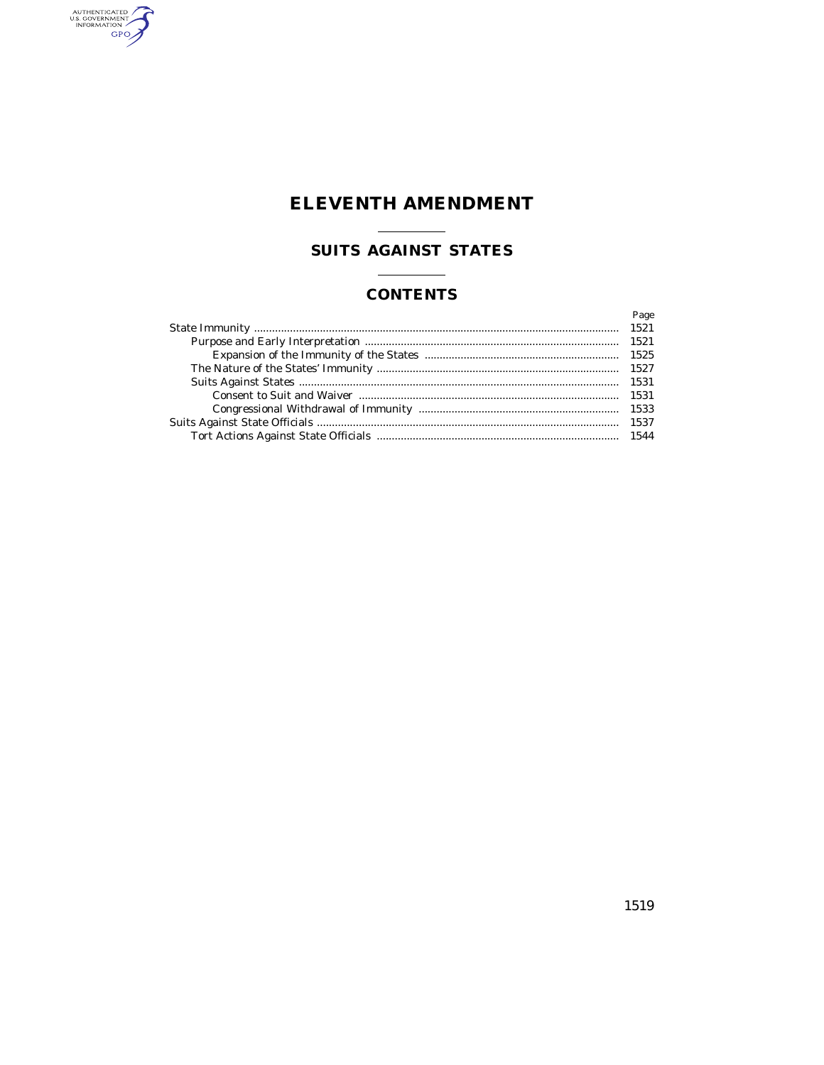# ELEVENTH AMENDMENT

## SUITS AGAINST STATES

## CONTENTS

| | Page |
|---|---|
| State Immunity | 1521 |
| Purpose and Early Interpretation | 1521 |
| Expansion of the Immunity of the States | 1525 |
| The Nature of the States' Immunity | 1527 |
| Suits Against States | 1531 |
| Consent to Suit and Waiver | 1531 |
| Congressional Withdrawal of Immunity | 1533 |
| Suits Against State Officials | 1537 |
| Tort Actions Against State Officials | 1544 |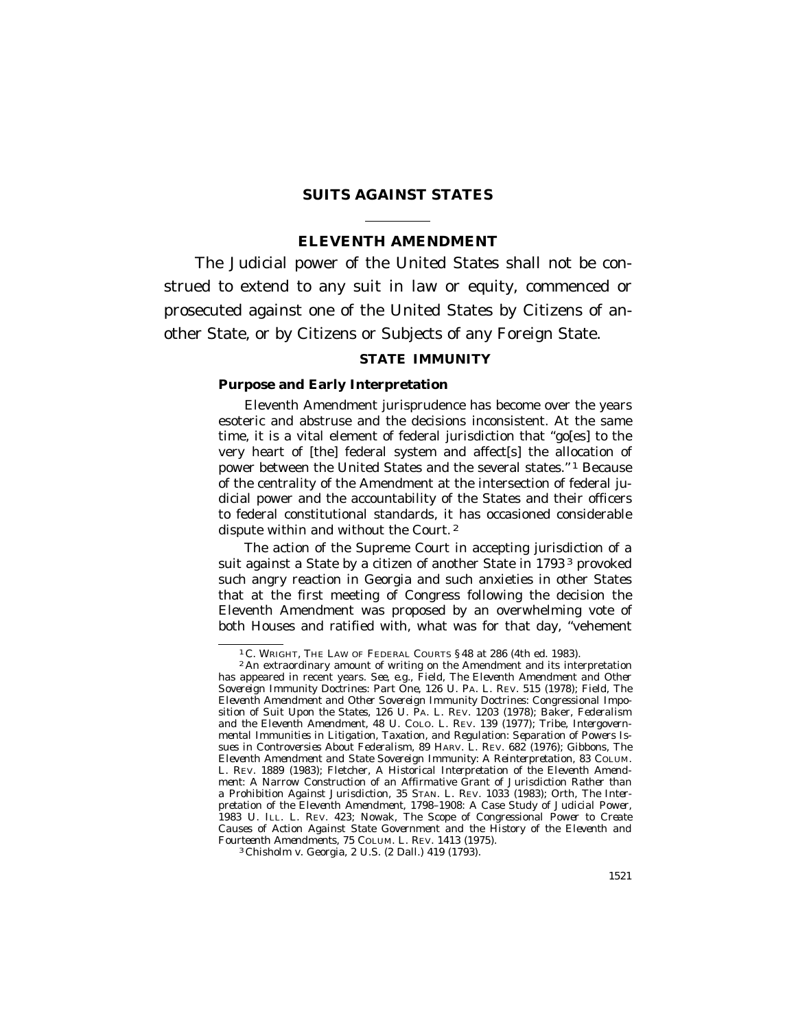# SUITS AGAINST STATES

## ELEVENTH AMENDMENT

The Judicial power of the United States shall not be construed to extend to any suit in law or equity, commenced or prosecuted against one of the United States by Citizens of another State, or by Citizens or Subjects of any Foreign State.

### STATE IMMUNITY

#### Purpose and Early Interpretation

Eleventh Amendment jurisprudence has become over the years esoteric and abstruse and the decisions inconsistent. At the same time, it is a vital element of federal jurisdiction that "go[es] to the very heart of [the] federal system and affect[s] the allocation of power between the United States and the several states."[1] Because of the centrality of the Amendment at the intersection of federal judicial power and the accountability of the States and their officers to federal constitutional standards, it has occasioned considerable dispute within and without the Court.[2]

The action of the Supreme Court in accepting jurisdiction of a suit against a State by a citizen of another State in 1793[3] provoked such angry reaction in Georgia and such anxieties in other States that at the first meeting of Congress following the decision the Eleventh Amendment was proposed by an overwhelming vote of both Houses and ratified with, what was for that day, "vehement

---

[1] C. WRIGHT, THE LAW OF FEDERAL COURTS § 48 at 286 (4th ed. 1983).

[2] An extraordinary amount of writing on the Amendment and its interpretation has appeared in recent years. *See, e.g.,* Field, *The Eleventh Amendment and Other Sovereign Immunity Doctrines: Part One,* 126 U. PA. L. REV. 515 (1978); Field, *The Eleventh Amendment and Other Sovereign Immunity Doctrines: Congressional Imposition of Suit Upon the States,* 126 U. PA. L. REV. 1203 (1978); Baker, *Federalism and the Eleventh Amendment,* 48 U. COLO. L. REV. 139 (1977); Tribe, *Intergovernmental Immunities in Litigation, Taxation, and Regulation: Separation of Powers Issues in Controversies About Federalism,* 89 HARV. L. REV. 682 (1976); Gibbons, *The Eleventh Amendment and State Sovereign Immunity: A Reinterpretation,* 83 COLUM. L. REV. 1889 (1983); Fletcher, *A Historical Interpretation of the Eleventh Amendment: A Narrow Construction of an Affirmative Grant of Jurisdiction Rather than a Prohibition Against Jurisdiction,* 35 STAN. L. REV. 1033 (1983); Orth, *The Interpretation of the Eleventh Amendment, 1798–1908: A Case Study of Judicial Power,* 1983 U. ILL. L. REV. 423; Nowak, *The Scope of Congressional Power to Create Causes of Action Against State Government and the History of the Eleventh and Fourteenth Amendments,* 75 COLUM. L. REV. 1413 (1975).

[3] Chisholm v. Georgia, 2 U.S. (2 Dall.) 419 (1793).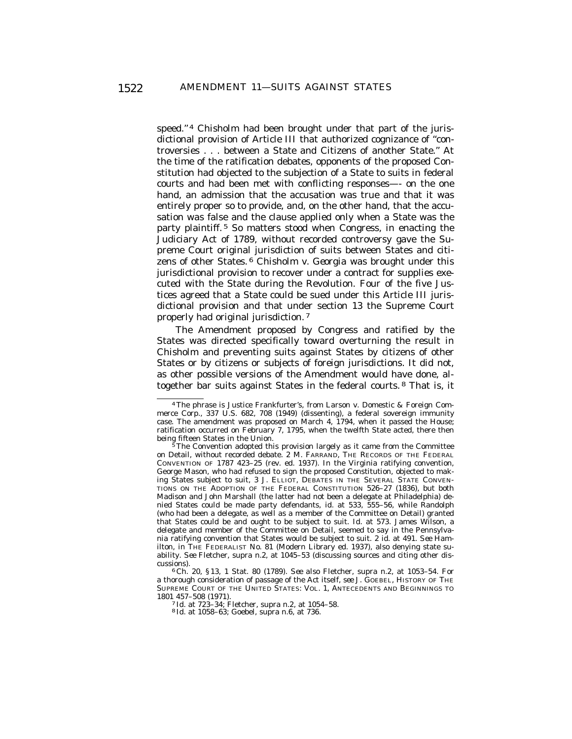speed."[4] Chisholm had been brought under that part of the jurisdictional provision of Article III that authorized cognizance of "controversies . . . between a State and Citizens of another State." At the time of the ratification debates, opponents of the proposed Constitution had objected to the subjection of a State to suits in federal courts and had been met with conflicting responses—- on the one hand, an admission that the accusation was true and that it was entirely proper so to provide, and, on the other hand, that the accusation was false and the clause applied only when a State was the party plaintiff.[5] So matters stood when Congress, in enacting the Judiciary Act of 1789, without recorded controversy gave the Supreme Court original jurisdiction of suits between States and citizens of other States.[6] *Chisholm v. Georgia* was brought under this jurisdictional provision to recover under a contract for supplies executed with the State during the Revolution. Four of the five Justices agreed that a State could be sued under this Article III jurisdictional provision and that under section 13 the Supreme Court properly had original jurisdiction.[7]

The Amendment proposed by Congress and ratified by the States was directed specifically toward overturning the result in Chisholm and preventing suits against States by citizens of other States or by citizens or subjects of foreign jurisdictions. It did not, as other possible versions of the Amendment would have done, altogether bar suits against States in the federal courts.[8] That is, it

---

[4] The phrase is Justice Frankfurter's, from *Larson v. Domestic & Foreign Commerce Corp.*, 337 U.S. 682, 708 (1949) (dissenting), a federal sovereign immunity case. The amendment was proposed on March 4, 1794, when it passed the House; ratification occurred on February 7, 1795, when the twelfth State acted, there then being fifteen States in the Union.

[5] The Convention adopted this provision largely as it came from the Committee on Detail, without recorded debate. 2 M. FARRAND, THE RECORDS OF THE FEDERAL CONVENTION OF 1787 423–25 (rev. ed. 1937). In the Virginia ratifying convention, George Mason, who had refused to sign the proposed Constitution, objected to making States subject to suit, 3 J. ELLIOT, DEBATES IN THE SEVERAL STATE CONVENTIONS ON THE ADOPTION OF THE FEDERAL CONSTITUTION 526–27 (1836), but both Madison and John Marshall (the latter had not been a delegate at Philadelphia) denied States could be made party defendants, id. at 533, 555–56, while Randolph (who had been a delegate, as well as a member of the Committee on Detail) granted that States could be and ought to be subject to suit. Id. at 573. James Wilson, a delegate and member of the Committee on Detail, seemed to say in the Pennsylvania ratifying convention that States would be subject to suit. 2 id. at 491. *See* Hamilton, in THE FEDERALIST No. 81 (Modern Library ed. 1937), also denying state suability. *See* Fletcher, supra n.2, at 1045–53 (discussing sources and citing other discussions).

[6] Ch. 20, § 13, 1 Stat. 80 (1789). *See also* Fletcher, supra n.2, at 1053–54. For a thorough consideration of passage of the Act itself, *see* J. GOEBEL, HISTORY OF THE SUPREME COURT OF THE UNITED STATES: VOL. 1, ANTECEDENTS AND BEGINNINGS TO 1801 457–508 (1971).

[7] Id. at 723–34; Fletcher, supra n.2, at 1054–58.

[8] Id. at 1058–63; Goebel, supra n.6, at 736.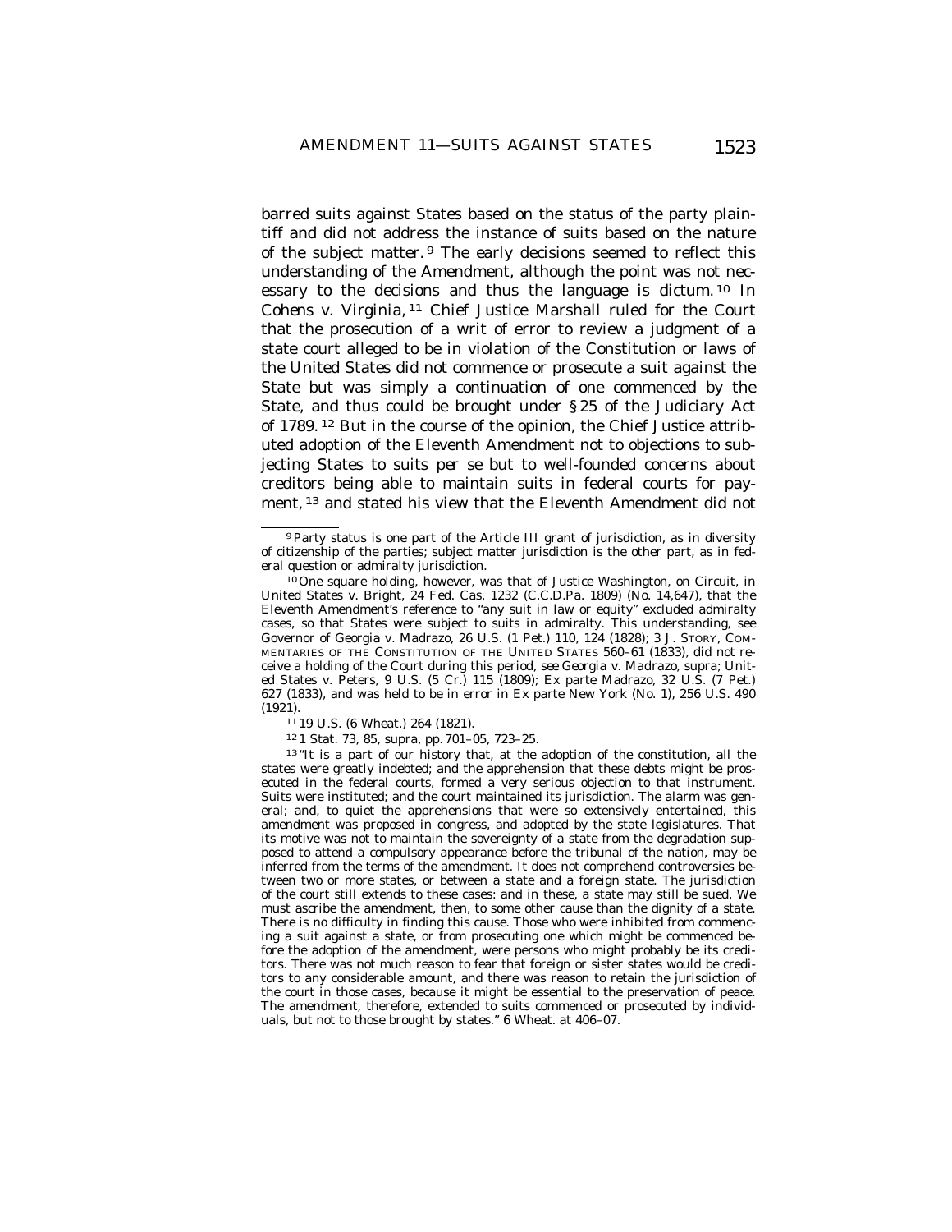barred suits against States based on the status of the party plaintiff and did not address the instance of suits based on the nature of the subject matter.[9] The early decisions seemed to reflect this understanding of the Amendment, although the point was not necessary to the decisions and thus the language is dictum.[10] In *Cohens v. Virginia*,[11] Chief Justice Marshall ruled for the Court that the prosecution of a writ of error to review a judgment of a state court alleged to be in violation of the Constitution or laws of the United States did not commence or prosecute a suit against the State but was simply a continuation of one commenced by the State, and thus could be brought under § 25 of the Judiciary Act of 1789.[12] But in the course of the opinion, the Chief Justice attributed adoption of the Eleventh Amendment not to objections to subjecting States to suits *per se* but to well-founded concerns about creditors being able to maintain suits in federal courts for payment,[13] and stated his view that the Eleventh Amendment did not

---

[9] Party status is one part of the Article III grant of jurisdiction, as in diversity of citizenship of the parties; subject matter jurisdiction is the other part, as in federal question or admiralty jurisdiction.

[10] One square holding, however, was that of Justice Washington, on Circuit, in United States v. Bright, 24 Fed. Cas. 1232 (C.C.D.Pa. 1809) (No. 14,647), that the Eleventh Amendment's reference to "any suit in law or equity" excluded admiralty cases, so that States were subject to suits in admiralty. This understanding, see Governor of Georgia v. Madrazo, 26 U.S. (1 Pet.) 110, 124 (1828); 3 J. STORY, COMMENTARIES OF THE CONSTITUTION OF THE UNITED STATES 560–61 (1833), did not receive a holding of the Court during this period, *see* Georgia v. Madrazo, supra; United States v. Peters, 9 U.S. (5 Cr.) 115 (1809); Ex parte Madrazo, 32 U.S. (7 Pet.) 627 (1833), and was held to be in error in Ex parte New York (No. 1), 256 U.S. 490 (1921).

[11] 19 U.S. (6 Wheat.) 264 (1821).

[12] 1 Stat. 73, 85, supra, pp. 701–05, 723–25.

[13] "It is a part of our history that, at the adoption of the constitution, all the states were greatly indebted; and the apprehension that these debts might be prosecuted in the federal courts, formed a very serious objection to that instrument. Suits were instituted; and the court maintained its jurisdiction. The alarm was general; and, to quiet the apprehensions that were so extensively entertained, this amendment was proposed in congress, and adopted by the state legislatures. That its motive was not to maintain the sovereignty of a state from the degradation supposed to attend a compulsory appearance before the tribunal of the nation, may be inferred from the terms of the amendment. It does not comprehend controversies between two or more states, or between a state and a foreign state. The jurisdiction of the court still extends to these cases: and in these, a state may still be sued. We must ascribe the amendment, then, to some other cause than the dignity of a state. There is no difficulty in finding this cause. Those who were inhibited from commencing a suit against a state, or from prosecuting one which might be commenced before the adoption of the amendment, were persons who might probably be its creditors. There was not much reason to fear that foreign or sister states would be creditors to any considerable amount, and there was reason to retain the jurisdiction of the court in those cases, because it might be essential to the preservation of peace. The amendment, therefore, extended to suits commenced or prosecuted by individuals, but not to those brought by states." 6 Wheat. at 406–07.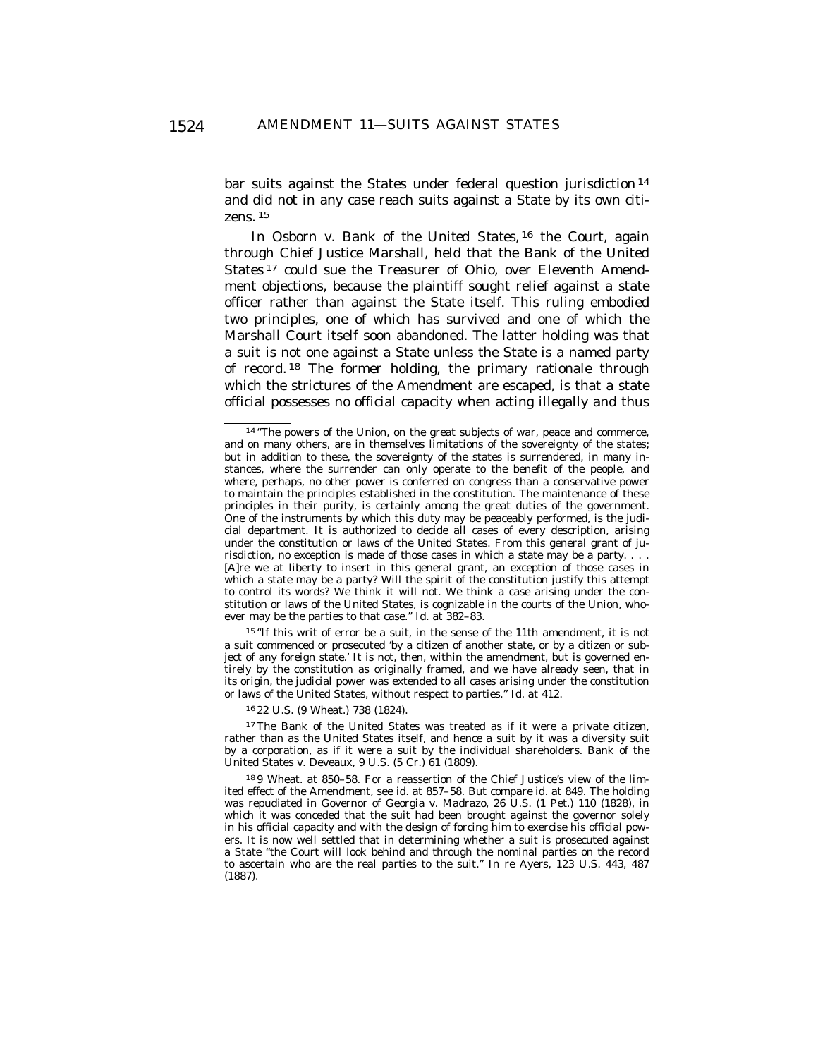bar suits against the States under federal question jurisdiction [14] and did not in any case reach suits against a State by its own citizens. [15]

In *Osborn v. Bank of the United States*, [16] the Court, again through Chief Justice Marshall, held that the Bank of the United States [17] could sue the Treasurer of Ohio, over Eleventh Amendment objections, because the plaintiff sought relief against a state officer rather than against the State itself. This ruling embodied two principles, one of which has survived and one of which the Marshall Court itself soon abandoned. The latter holding was that a suit is not one against a State unless the State is a named party of record. [18] The former holding, the primary rationale through which the strictures of the Amendment are escaped, is that a state official possesses no official capacity when acting illegally and thus

---

[14] "The powers of the Union, on the great subjects of war, peace and commerce, and on many others, are in themselves limitations of the sovereignty of the states; but in addition to these, the sovereignty of the states is surrendered, in many instances, where the surrender can only operate to the benefit of the people, and where, perhaps, no other power is conferred on congress than a conservative power to maintain the principles established in the constitution. The maintenance of these principles in their purity, is certainly among the great duties of the government. One of the instruments by which this duty may be peaceably performed, is the judicial department. It is authorized to decide all cases of every description, arising under the constitution or laws of the United States. From this general grant of jurisdiction, no exception is made of those cases in which a state may be a party. . . . [A]re we at liberty to insert in this general grant, an exception of those cases in which a state may be a party? Will the spirit of the constitution justify this attempt to control its words? We think it will not. We think a case arising under the constitution or laws of the United States, is cognizable in the courts of the Union, whoever may be the parties to that case." Id. at 382–83.

[15] "If this writ of error be a suit, in the sense of the 11th amendment, it is not a suit commenced or prosecuted 'by a citizen of another state, or by a citizen or subject of any foreign state.' It is not, then, within the amendment, but is governed entirely by the constitution as originally framed, and we have already seen, that in its origin, the judicial power was extended to all cases arising under the constitution or laws of the United States, without respect to parties." Id. at 412.

[16] 22 U.S. (9 Wheat.) 738 (1824).

[17] The Bank of the United States was treated as if it were a private citizen, rather than as the United States itself, and hence a suit by it was a diversity suit by a corporation, as if it were a suit by the individual shareholders. Bank of the United States v. Deveaux, 9 U.S. (5 Cr.) 61 (1809).

[18] 9 Wheat. at 850–58. For a reassertion of the Chief Justice's view of the limited effect of the Amendment, see id. at 857–58. But compare id. at 849. The holding was repudiated in Governor of Georgia v. Madrazo, 26 U.S. (1 Pet.) 110 (1828), in which it was conceded that the suit had been brought against the governor solely in his official capacity and with the design of forcing him to exercise his official powers. It is now well settled that in determining whether a suit is prosecuted against a State "the Court will look behind and through the nominal parties on the record to ascertain who are the real parties to the suit." In re Ayers, 123 U.S. 443, 487 (1887).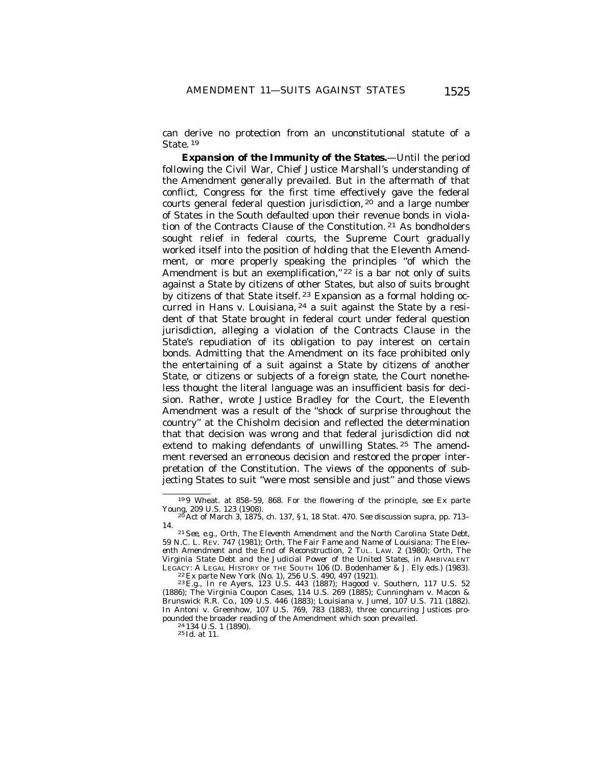can derive no protection from an unconstitutional statute of a State.[19]

***Expansion of the Immunity of the States.***—Until the period following the Civil War, Chief Justice Marshall's understanding of the Amendment generally prevailed. But in the aftermath of that conflict, Congress for the first time effectively gave the federal courts general federal question jurisdiction,[20] and a large number of States in the South defaulted upon their revenue bonds in violation of the Contracts Clause of the Constitution.[21] As bondholders sought relief in federal courts, the Supreme Court gradually worked itself into the position of holding that the Eleventh Amendment, or more properly speaking the principles "of which the Amendment is but an exemplification,"[22] is a bar not only of suits against a State by citizens of other States, but also of suits brought by citizens of that State itself.[23] Expansion as a formal holding occurred in *Hans v. Louisiana*,[24] a suit against the State by a resident of that State brought in federal court under federal question jurisdiction, alleging a violation of the Contracts Clause in the State's repudiation of its obligation to pay interest on certain bonds. Admitting that the Amendment on its face prohibited only the entertaining of a suit against a State by citizens of another State, or citizens or subjects of a foreign state, the Court nonetheless thought the literal language was an insufficient basis for decision. Rather, wrote Justice Bradley for the Court, the Eleventh Amendment was a result of the "shock of surprise throughout the country" at the *Chisholm* decision and reflected the determination that that decision was wrong and that federal jurisdiction did not extend to making defendants of unwilling States.[25] The amendment reversed an erroneous decision and restored the proper interpretation of the Constitution. The views of the opponents of subjecting States to suit "were most sensible and just" and those views

---

[19] 9 Wheat. at 858–59, 868. For the flowering of the principle, see *Ex parte Young*, 209 U.S. 123 (1908).

[20] Act of March 3, 1875, ch. 137, § 1, 18 Stat. 470. *See* discussion *supra*, pp. 713–14.

[21] *See, e.g.*, Orth, *The Eleventh Amendment and the North Carolina State Debt*, 59 N.C. L. REV. 747 (1981); Orth, *The Fair Fame and Name of Louisiana: The Eleventh Amendment and the End of Reconstruction*, 2 TUL. LAW. 2 (1980); Orth, *The Virginia State Debt and the Judicial Power of the United States*, in AMBIVALENT LEGACY: A LEGAL HISTORY OF THE SOUTH 106 (D. Bodenhamer & J. Ely eds.) (1983).

[22] *Ex parte New York (No. 1)*, 256 U.S. 490, 497 (1921).

[23] *E.g.*, *In re Ayers*, 123 U.S. 443 (1887); *Hagood v. Southern*, 117 U.S. 52 (1886); *The Virginia Coupon Cases*, 114 U.S. 269 (1885); *Cunningham v. Macon & Brunswick R.R. Co.*, 109 U.S. 446 (1883); *Louisiana v. Jumel*, 107 U.S. 711 (1882). In *Antoni v. Greenhow*, 107 U.S. 769, 783 (1883), three concurring Justices propounded the broader reading of the Amendment which soon prevailed.

[24] 134 U.S. 1 (1890).

[25] *Id.* at 11.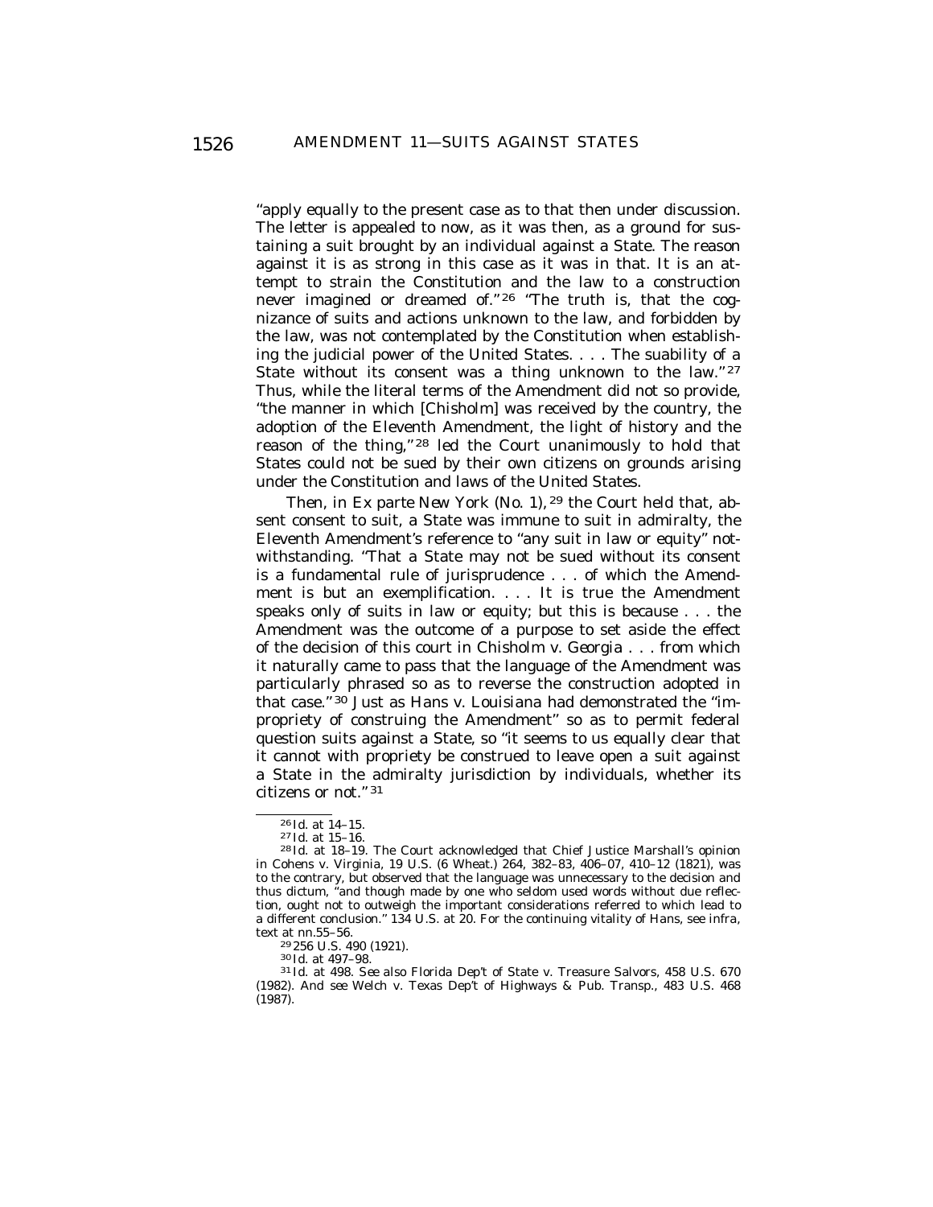"apply equally to the present case as to that then under discussion. The letter is appealed to now, as it was then, as a ground for sustaining a suit brought by an individual against a State. The reason against it is as strong in this case as it was in that. It is an attempt to strain the Constitution and the law to a construction never imagined or dreamed of."[26] "The truth is, that the cognizance of suits and actions unknown to the law, and forbidden by the law, was not contemplated by the Constitution when establishing the judicial power of the United States. . . . The suability of a State without its consent was a thing unknown to the law."[27] Thus, while the literal terms of the Amendment did not so provide, "the manner in which [Chisholm] was received by the country, the adoption of the Eleventh Amendment, the light of history and the reason of the thing,"[28] led the Court unanimously to hold that States could not be sued by their own citizens on grounds arising under the Constitution and laws of the United States.

Then, in *Ex parte New York (No. 1)*,[29] the Court held that, absent consent to suit, a State was immune to suit in admiralty, the Eleventh Amendment's reference to "any suit in law or equity" notwithstanding. "That a State may not be sued without its consent is a fundamental rule of jurisprudence . . . of which the Amendment is but an exemplification. . . . It is true the Amendment speaks only of suits in law or equity; but this is because . . . the Amendment was the outcome of a purpose to set aside the effect of the decision of this court in *Chisholm v. Georgia* . . . from which it naturally came to pass that the language of the Amendment was particularly phrased so as to reverse the construction adopted in that case."[30] Just as *Hans v. Louisiana* had demonstrated the "impropriety of construing the Amendment" so as to permit federal question suits against a State, so "it seems to us equally clear that it cannot with propriety be construed to leave open a suit against a State in the admiralty jurisdiction by individuals, whether its citizens or not."[31]

---

[26] *Id.* at 14–15.

[27] *Id.* at 15–16.

[28] *Id.* at 18–19. The Court acknowledged that Chief Justice Marshall's opinion in *Cohens v. Virginia*, 19 U.S. (6 Wheat.) 264, 382–83, 406–07, 410–12 (1821), was to the contrary, but observed that the language was unnecessary to the decision and thus dictum, "and though made by one who seldom used words without due reflection, ought not to outweigh the important considerations referred to which lead to a different conclusion." 134 U.S. at 20. For the continuing vitality of *Hans*, see *infra*, text at nn.55–56.

[29] 256 U.S. 490 (1921).

[30] *Id.* at 497–98.

[31] *Id.* at 498. *See also* Florida Dep't of State v. Treasure Salvors, 458 U.S. 670 (1982). *And see* Welch v. Texas Dep't of Highways & Pub. Transp., 483 U.S. 468 (1987).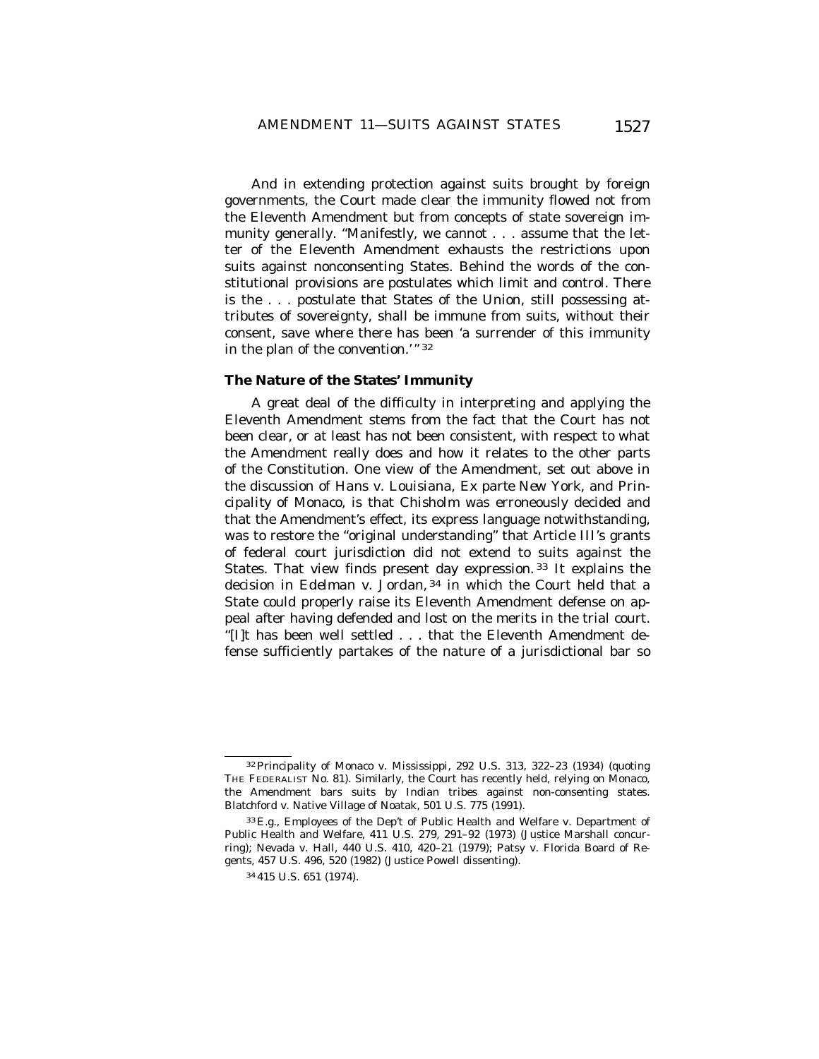And in extending protection against suits brought by foreign governments, the Court made clear the immunity flowed not from the Eleventh Amendment but from concepts of state sovereign immunity generally. "Manifestly, we cannot . . . assume that the letter of the Eleventh Amendment exhausts the restrictions upon suits against nonconsenting States. Behind the words of the constitutional provisions are postulates which limit and control. There is the . . . postulate that States of the Union, still possessing attributes of sovereignty, shall be immune from suits, without their consent, save where there has been 'a surrender of this immunity in the plan of the convention.'" [32]

### The Nature of the States' Immunity

A great deal of the difficulty in interpreting and applying the Eleventh Amendment stems from the fact that the Court has not been clear, or at least has not been consistent, with respect to what the Amendment really does and how it relates to the other parts of the Constitution. One view of the Amendment, set out above in the discussion of *Hans v. Louisiana*, *Ex parte New York*, and *Principality of Monaco*, is that *Chisholm* was erroneously decided and that the Amendment's effect, its express language notwithstanding, was to restore the "original understanding" that Article III's grants of federal court jurisdiction did not extend to suits against the States. That view finds present day expression. [33] It explains the decision in *Edelman v. Jordan*, [34] in which the Court held that a State could properly raise its Eleventh Amendment defense on appeal after having defended and lost on the merits in the trial court. "[I]t has been well settled . . . that the Eleventh Amendment defense sufficiently partakes of the nature of a jurisdictional bar so

---

[32] Principality of Monaco v. Mississippi, 292 U.S. 313, 322–23 (1934) (quoting THE FEDERALIST No. 81). Similarly, the Court has recently held, relying on *Monaco*, the Amendment bars suits by Indian tribes against non-consenting states. Blatchford v. Native Village of Noatak, 501 U.S. 775 (1991).

[33] E.g., Employees of the Dep't of Public Health and Welfare v. Department of Public Health and Welfare, 411 U.S. 279, 291–92 (1973) (Justice Marshall concurring); Nevada v. Hall, 440 U.S. 410, 420–21 (1979); Patsy v. Florida Board of Regents, 457 U.S. 496, 520 (1982) (Justice Powell dissenting).

[34] 415 U.S. 651 (1974).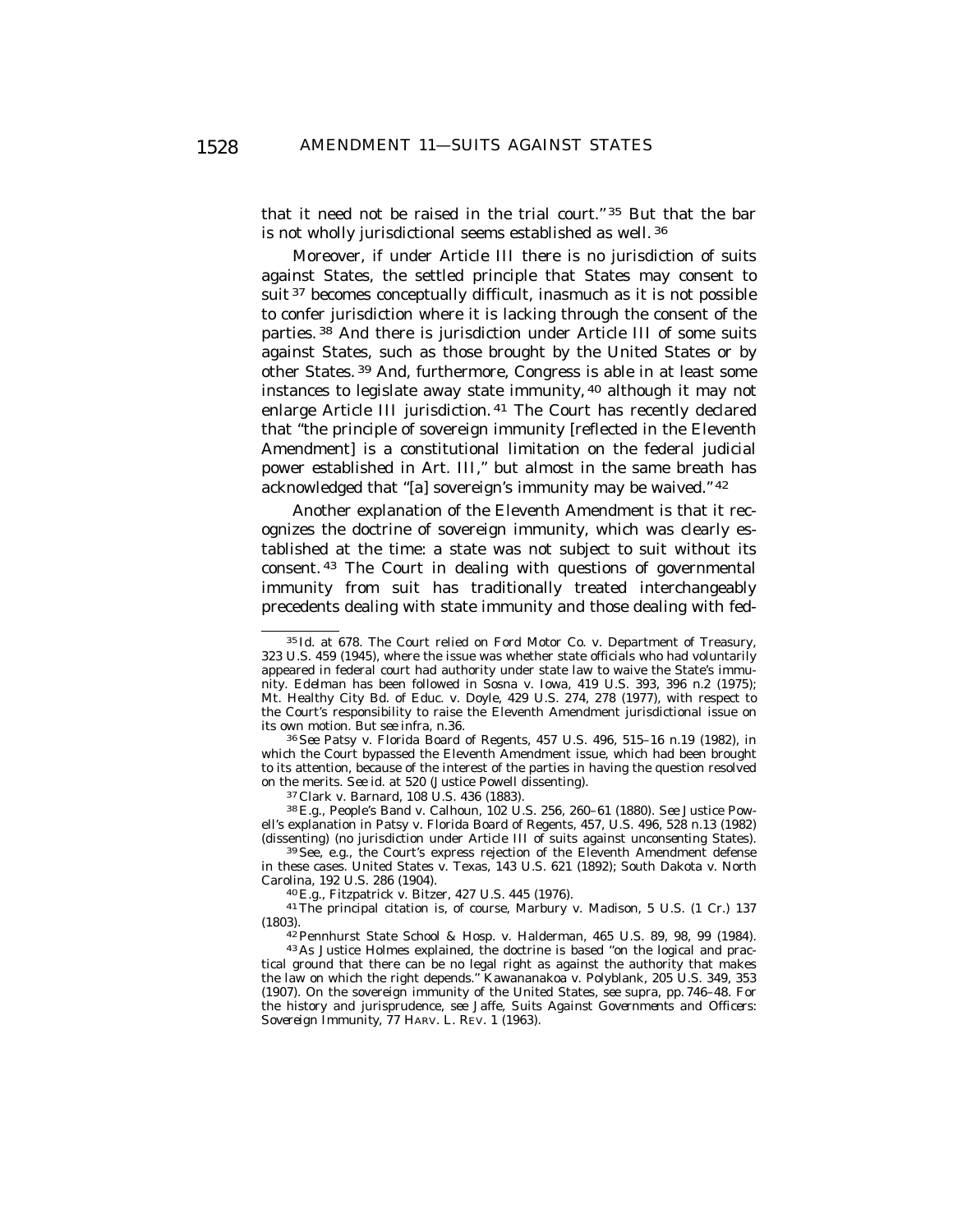that it need not be raised in the trial court." [35] But that the bar is not wholly jurisdictional seems established as well. [36]

Moreover, if under Article III there is no jurisdiction of suits against States, the settled principle that States may consent to suit [37] becomes conceptually difficult, inasmuch as it is not possible to confer jurisdiction where it is lacking through the consent of the parties. [38] And there is jurisdiction under Article III of some suits against States, such as those brought by the United States or by other States. [39] And, furthermore, Congress is able in at least some instances to legislate away state immunity, [40] although it may not enlarge Article III jurisdiction. [41] The Court has recently declared that "the principle of sovereign immunity [reflected in the Eleventh Amendment] is a constitutional limitation on the federal judicial power established in Art. III," but almost in the same breath has acknowledged that "[a] sovereign's immunity may be waived." [42]

Another explanation of the Eleventh Amendment is that it recognizes the doctrine of sovereign immunity, which was clearly established at the time: a state was not subject to suit without its consent. [43] The Court in dealing with questions of governmental immunity from suit has traditionally treated interchangeably precedents dealing with state immunity and those dealing with fed-

---

[35] *Id.* at 678. The Court relied on *Ford Motor Co. v. Department of Treasury*, 323 U.S. 459 (1945), where the issue was whether state officials who had voluntarily appeared in federal court had authority under state law to waive the State's immunity. *Edelman* has been followed in *Sosna v. Iowa*, 419 U.S. 393, 396 n.2 (1975); *Mt. Healthy City Bd. of Educ. v. Doyle*, 429 U.S. 274, 278 (1977), with respect to the Court's responsibility to raise the Eleventh Amendment jurisdictional issue on its own motion. *But see infra*, n.36.

[36] *See Patsy v. Florida Board of Regents*, 457 U.S. 496, 515–16 n.19 (1982), in which the Court bypassed the Eleventh Amendment issue, which had been brought to its attention, because of the interest of the parties in having the question resolved on the merits. *See id.* at 520 (Justice Powell dissenting).

[37] *Clark v. Barnard*, 108 U.S. 436 (1883).

[38] *E.g., People's Band v. Calhoun*, 102 U.S. 256, 260–61 (1880). *See* Justice Powell's explanation in *Patsy v. Florida Board of Regents*, 457, U.S. 496, 528 n.13 (1982) (dissenting) (no jurisdiction under Article III of suits against unconsenting States).

[39] *See, e.g.*, the Court's express rejection of the Eleventh Amendment defense in these cases. *United States v. Texas*, 143 U.S. 621 (1892); *South Dakota v. North Carolina*, 192 U.S. 286 (1904).

[40] *E.g., Fitzpatrick v. Bitzer*, 427 U.S. 445 (1976).

[41] The principal citation is, of course, *Marbury v. Madison*, 5 U.S. (1 Cr.) 137 (1803).

[42] *Pennhurst State School & Hosp. v. Halderman*, 465 U.S. 89, 98, 99 (1984).

[43] As Justice Holmes explained, the doctrine is based "on the logical and practical ground that there can be no legal right as against the authority that makes the law on which the right depends." *Kawananakoa v. Polyblank*, 205 U.S. 349, 353 (1907). On the sovereign immunity of the United States, *see supra*, pp. 746–48. For the history and jurisprudence, *see* Jaffe, *Suits Against Governments and Officers: Sovereign Immunity*, 77 HARV. L. REV. 1 (1963).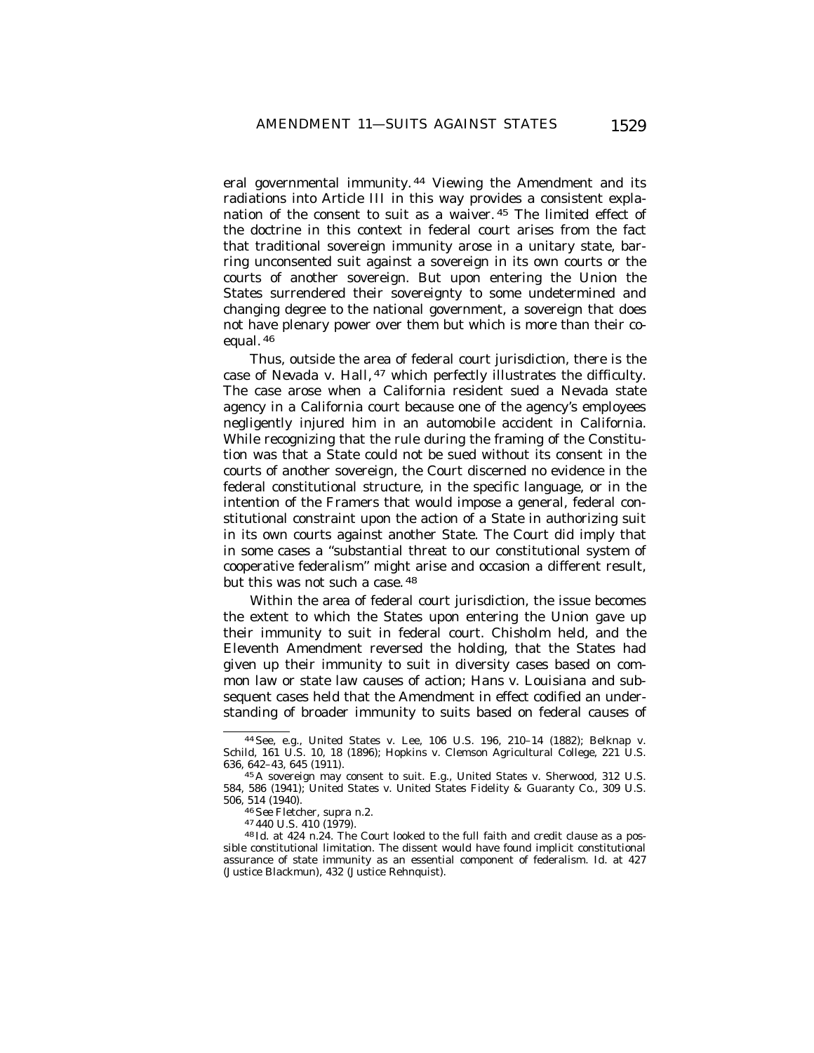eral governmental immunity.[44] Viewing the Amendment and its radiations into Article III in this way provides a consistent explanation of the consent to suit as a waiver.[45] The limited effect of the doctrine in this context in federal court arises from the fact that traditional sovereign immunity arose in a unitary state, barring unconsented suit against a sovereign in its own courts or the courts of another sovereign. But upon entering the Union the States surrendered their sovereignty to some undetermined and changing degree to the national government, a sovereign that does not have plenary power over them but which is more than their coequal.[46]

Thus, outside the area of federal court jurisdiction, there is the case of *Nevada v. Hall*,[47] which perfectly illustrates the difficulty. The case arose when a California resident sued a Nevada state agency in a California court because one of the agency's employees negligently injured him in an automobile accident in California. While recognizing that the rule during the framing of the Constitution was that a State could not be sued without its consent in the courts of another sovereign, the Court discerned no evidence in the federal constitutional structure, in the specific language, or in the intention of the Framers that would impose a general, federal constitutional constraint upon the action of a State in authorizing suit in its own courts against another State. The Court did imply that in some cases a "substantial threat to our constitutional system of cooperative federalism" might arise and occasion a different result, but this was not such a case.[48]

Within the area of federal court jurisdiction, the issue becomes the extent to which the States upon entering the Union gave up their immunity to suit in federal court. *Chisholm* held, and the Eleventh Amendment reversed the holding, that the States had given up their immunity to suit in diversity cases based on common law or state law causes of action; *Hans v. Louisiana* and subsequent cases held that the Amendment in effect codified an understanding of broader immunity to suits based on federal causes of

---

[44] *See, e.g.*, United States v. Lee, 106 U.S. 196, 210–14 (1882); Belknap v. Schild, 161 U.S. 10, 18 (1896); Hopkins v. Clemson Agricultural College, 221 U.S. 636, 642–43, 645 (1911).

[45] A sovereign may consent to suit. *E.g.*, United States v. Sherwood, 312 U.S. 584, 586 (1941); United States v. United States Fidelity & Guaranty Co., 309 U.S. 506, 514 (1940).

[46] *See* Fletcher, *supra* n.2.

[47] 440 U.S. 410 (1979).

[48] *Id.* at 424 n.24. The Court looked to the full faith and credit clause as a possible constitutional limitation. The dissent would have found implicit constitutional assurance of state immunity as an essential component of federalism. *Id.* at 427 (Justice Blackmun), 432 (Justice Rehnquist).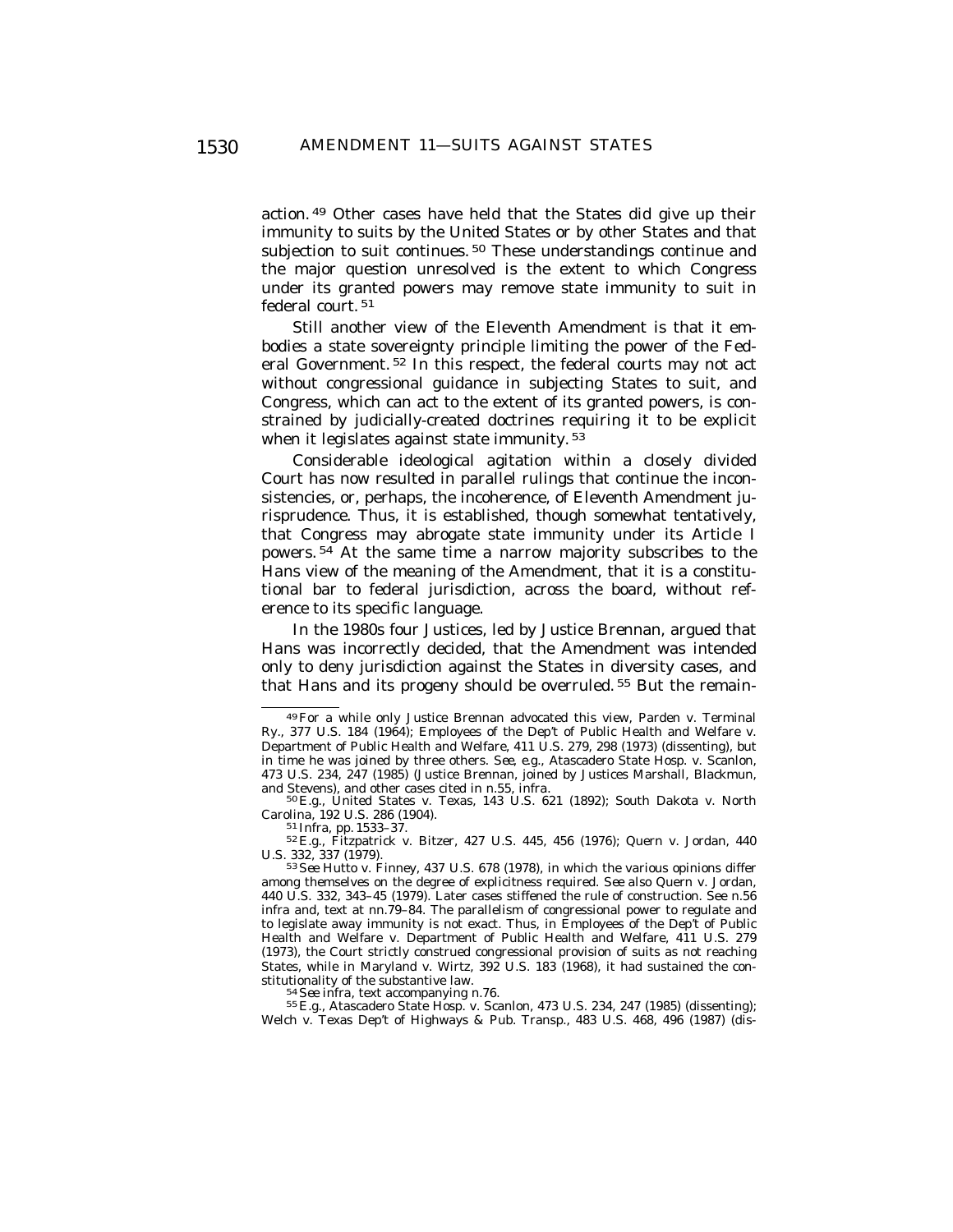action.[49] Other cases have held that the States did give up their immunity to suits by the United States or by other States and that subjection to suit continues.[50] These understandings continue and the major question unresolved is the extent to which Congress under its granted powers may remove state immunity to suit in federal court.[51]

Still another view of the Eleventh Amendment is that it embodies a state sovereignty principle limiting the power of the Federal Government.[52] In this respect, the federal courts may not act without congressional guidance in subjecting States to suit, and Congress, which can act to the extent of its granted powers, is constrained by judicially-created doctrines requiring it to be explicit when it legislates against state immunity.[53]

Considerable ideological agitation within a closely divided Court has now resulted in parallel rulings that continue the inconsistencies, or, perhaps, the incoherence, of Eleventh Amendment jurisprudence. Thus, it is established, though somewhat tentatively, that Congress may abrogate state immunity under its Article I powers.[54] At the same time a narrow majority subscribes to the *Hans* view of the meaning of the Amendment, that it is a constitutional bar to federal jurisdiction, across the board, without reference to its specific language.

In the 1980s four Justices, led by Justice Brennan, argued that *Hans* was incorrectly decided, that the Amendment was intended only to deny jurisdiction against the States in diversity cases, and that *Hans* and its progeny should be overruled.[55] But the remain-

---

[49] For a while only Justice Brennan advocated this view, Parden v. Terminal Ry., 377 U.S. 184 (1964); Employees of the Dep't of Public Health and Welfare v. Department of Public Health and Welfare, 411 U.S. 279, 298 (1973) (dissenting), but in time he was joined by three others. *See, e.g.*, Atascadero State Hosp. v. Scanlon, 473 U.S. 234, 247 (1985) (Justice Brennan, joined by Justices Marshall, Blackmun, and Stevens), and other cases cited in n.55, *infra*.

[50] *E.g.*, United States v. Texas, 143 U.S. 621 (1892); South Dakota v. North Carolina, 192 U.S. 286 (1904).

[51] *Infra*, pp. 1533–37.

[52] *E.g.*, Fitzpatrick v. Bitzer, 427 U.S. 445, 456 (1976); Quern v. Jordan, 440 U.S. 332, 337 (1979).

[53] *See* Hutto v. Finney, 437 U.S. 678 (1978), in which the various opinions differ among themselves on the degree of explicitness required. *See also* Quern v. Jordan, 440 U.S. 332, 343–45 (1979). Later cases stiffened the rule of construction. *See* n.56 *infra* and, text at nn.79–84. The parallelism of congressional power to regulate and to legislate away immunity is not exact. Thus, in Employees of the Dep't of Public Health and Welfare v. Department of Public Health and Welfare, 411 U.S. 279 (1973), the Court strictly construed congressional provision of suits as not reaching States, while in Maryland v. Wirtz, 392 U.S. 183 (1968), it had sustained the constitutionality of the substantive law.

[54] *See infra*, text accompanying n.76.

[55] *E.g.*, Atascadero State Hosp. v. Scanlon, 473 U.S. 234, 247 (1985) (dissenting); Welch v. Texas Dep't of Highways & Pub. Transp., 483 U.S. 468, 496 (1987) (dis-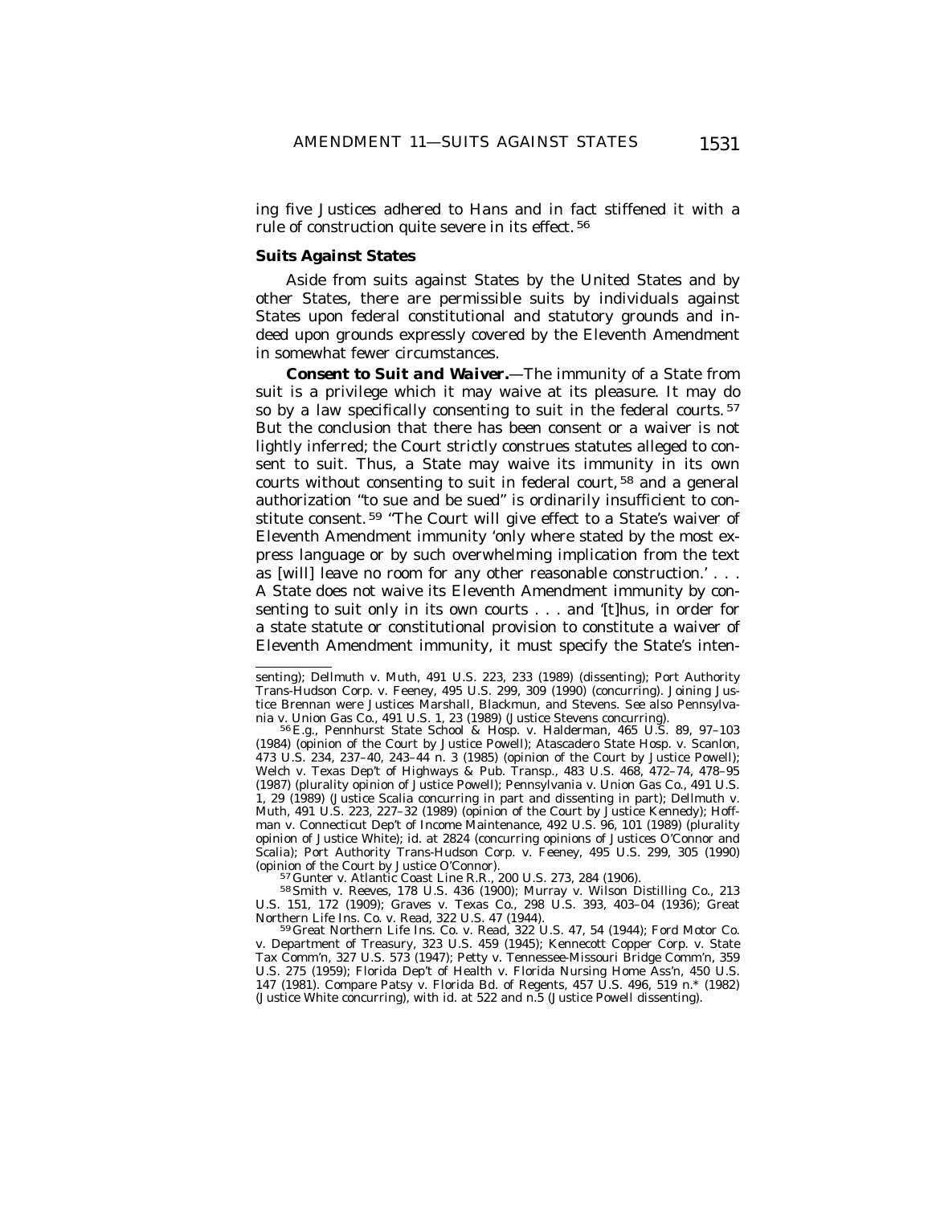ing five Justices adhered to *Hans* and in fact stiffened it with a rule of construction quite severe in its effect.[56]

### Suits Against States

Aside from suits against States by the United States and by other States, there are permissible suits by individuals against States upon federal constitutional and statutory grounds and indeed upon grounds expressly covered by the Eleventh Amendment in somewhat fewer circumstances.

***Consent to Suit and Waiver.***—The immunity of a State from suit is a privilege which it may waive at its pleasure. It may do so by a law specifically consenting to suit in the federal courts.[57] But the conclusion that there has been consent or a waiver is not lightly inferred; the Court strictly construes statutes alleged to consent to suit. Thus, a State may waive its immunity in its own courts without consenting to suit in federal court,[58] and a general authorization "to sue and be sued" is ordinarily insufficient to constitute consent.[59] "The Court will give effect to a State's waiver of Eleventh Amendment immunity 'only where stated by the most express language or by such overwhelming implication from the text as [will] leave no room for any other reasonable construction.' . . . A State does not waive its Eleventh Amendment immunity by consenting to suit only in its own courts . . . and '[t]hus, in order for a state statute or constitutional provision to constitute a waiver of Eleventh Amendment immunity, it must specify the State's inten-

---

senting); Dellmuth v. Muth, 491 U.S. 223, 233 (1989) (dissenting); Port Authority Trans-Hudson Corp. v. Feeney, 495 U.S. 299, 309 (1990) (concurring). Joining Justice Brennan were Justices Marshall, Blackmun, and Stevens. *See also* Pennsylvania v. Union Gas Co., 491 U.S. 1, 23 (1989) (Justice Stevens concurring).

[56] *E.g.*, Pennhurst State School & Hosp. v. Halderman, 465 U.S. 89, 97–103 (1984) (opinion of the Court by Justice Powell); Atascadero State Hosp. v. Scanlon, 473 U.S. 234, 237–40, 243–44 n. 3 (1985) (opinion of the Court by Justice Powell); Welch v. Texas Dep't of Highways & Pub. Transp., 483 U.S. 468, 472–74, 478–95 (1987) (plurality opinion of Justice Powell); Pennsylvania v. Union Gas Co., 491 U.S. 1, 29 (1989) (Justice Scalia concurring in part and dissenting in part); Dellmuth v. Muth, 491 U.S. 223, 227–32 (1989) (opinion of the Court by Justice Kennedy); Hoffman v. Connecticut Dep't of Income Maintenance, 492 U.S. 96, 101 (1989) (plurality opinion of Justice White); id. at 2824 (concurring opinions of Justices O'Connor and Scalia); Port Authority Trans-Hudson Corp. v. Feeney, 495 U.S. 299, 305 (1990) (opinion of the Court by Justice O'Connor).

[57] Gunter v. Atlantic Coast Line R.R., 200 U.S. 273, 284 (1906).

[58] Smith v. Reeves, 178 U.S. 436 (1900); Murray v. Wilson Distilling Co., 213 U.S. 151, 172 (1909); Graves v. Texas Co., 298 U.S. 393, 403–04 (1936); Great Northern Life Ins. Co. v. Read, 322 U.S. 47 (1944).

[59] Great Northern Life Ins. Co. v. Read, 322 U.S. 47, 54 (1944); Ford Motor Co. v. Department of Treasury, 323 U.S. 459 (1945); Kennecott Copper Corp. v. State Tax Comm'n, 327 U.S. 573 (1947); Petty v. Tennessee-Missouri Bridge Comm'n, 359 U.S. 275 (1959); Florida Dep't of Health v. Florida Nursing Home Ass'n, 450 U.S. 147 (1981). Compare Patsy v. Florida Bd. of Regents, 457 U.S. 496, 519 n.* (1982) (Justice White concurring), with id. at 522 and n.5 (Justice Powell dissenting).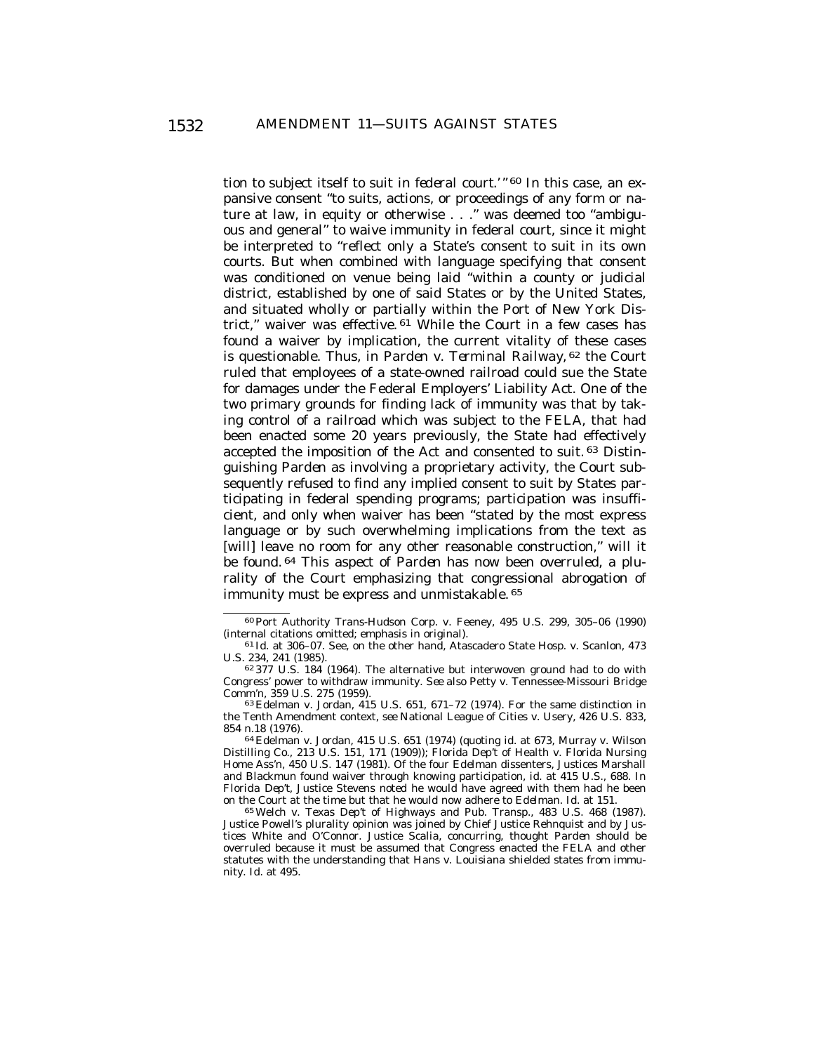tion to subject itself to suit *in federal court*.' "[60] In this case, an expansive consent "to suits, actions, or proceedings of any form or nature at law, in equity or otherwise . . ." was deemed too "ambiguous and general" to waive immunity in federal court, since it might be interpreted to "reflect only a State's consent to suit in its own courts. But when combined with language specifying that consent was conditioned on venue being laid "within a county or judicial district, established by one of said States or by the United States, and situated wholly or partially within the Port of New York District," waiver was effective.[61] While the Court in a few cases has found a waiver by implication, the current vitality of these cases is questionable. Thus, in *Parden v. Terminal Railway*,[62] the Court ruled that employees of a state-owned railroad could sue the State for damages under the Federal Employers' Liability Act. One of the two primary grounds for finding lack of immunity was that by taking control of a railroad which was subject to the FELA, that had been enacted some 20 years previously, the State had effectively accepted the imposition of the Act and consented to suit.[63] Distinguishing *Parden* as involving a proprietary activity, the Court subsequently refused to find any implied consent to suit by States participating in federal spending programs; participation was insufficient, and only when waiver has been "stated by the most express language or by such overwhelming implications from the text as [will] leave no room for any other reasonable construction," will it be found.[64] This aspect of *Parden* has now been overruled, a plurality of the Court emphasizing that congressional abrogation of immunity must be express and unmistakable.[65]

---

[60] Port Authority Trans-Hudson Corp. v. Feeney, 495 U.S. 299, 305–06 (1990) (internal citations omitted; emphasis in original).

[61] Id. at 306–07. See, on the other hand, Atascadero State Hosp. v. Scanlon, 473 U.S. 234, 241 (1985).

[62] 377 U.S. 184 (1964). The alternative but interwoven ground had to do with Congress' power to withdraw immunity. *See also* Petty v. Tennessee-Missouri Bridge Comm'n, 359 U.S. 275 (1959).

[63] Edelman v. Jordan, 415 U.S. 651, 671–72 (1974). For the same distinction in the Tenth Amendment context, *see* National League of Cities v. Usery, 426 U.S. 833, 854 n.18 (1976).

[64] Edelman v. Jordan, 415 U.S. 651 (1974) (quoting id. at 673, Murray v. Wilson Distilling Co., 213 U.S. 151, 171 (1909)); Florida Dep't of Health v. Florida Nursing Home Ass'n, 450 U.S. 147 (1981). Of the four *Edelman* dissenters, Justices Marshall and Blackmun found waiver through knowing participation, id. at 415 U.S., 688. In *Florida Dep't*, Justice Stevens noted he would have agreed with them had he been on the Court at the time but that he would now adhere to *Edelman*. Id. at 151.

[65] Welch v. Texas Dep't of Highways and Pub. Transp., 483 U.S. 468 (1987). Justice Powell's plurality opinion was joined by Chief Justice Rehnquist and by Justices White and O'Connor. Justice Scalia, concurring, thought *Parden* should be overruled because it must be assumed that Congress enacted the FELA and other statutes with the understanding that Hans v. Louisiana shielded states from immunity. Id. at 495.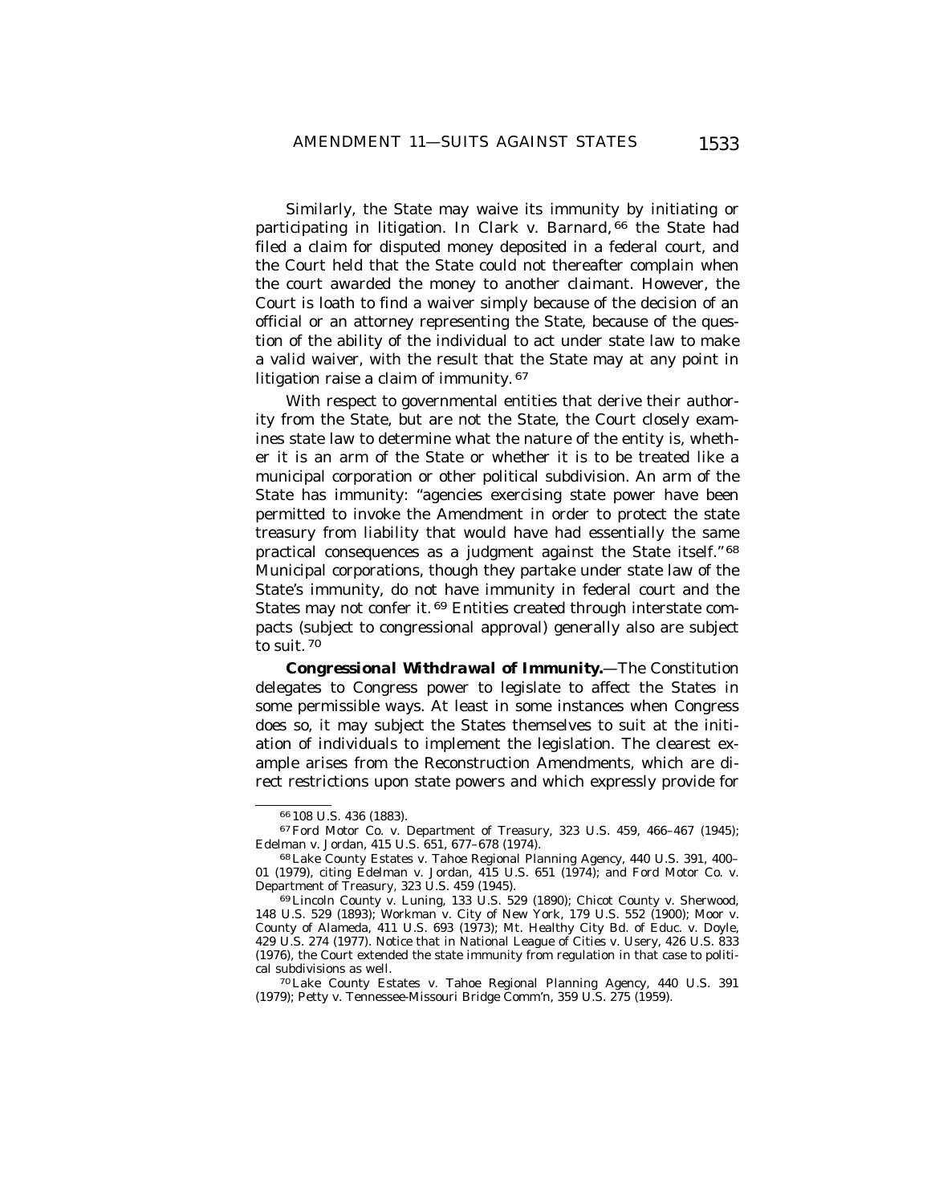Similarly, the State may waive its immunity by initiating or participating in litigation. In *Clark v. Barnard*, [66] the State had filed a claim for disputed money deposited in a federal court, and the Court held that the State could not thereafter complain when the court awarded the money to another claimant. However, the Court is loath to find a waiver simply because of the decision of an official or an attorney representing the State, because of the question of the ability of the individual to act under state law to make a valid waiver, with the result that the State may at any point in litigation raise a claim of immunity. [67]

With respect to governmental entities that derive their authority from the State, but are not the State, the Court closely examines state law to determine what the nature of the entity is, whether it is an arm of the State or whether it is to be treated like a municipal corporation or other political subdivision. An arm of the State has immunity: "agencies exercising state power have been permitted to invoke the Amendment in order to protect the state treasury from liability that would have had essentially the same practical consequences as a judgment against the State itself." [68] Municipal corporations, though they partake under state law of the State's immunity, do not have immunity in federal court and the States may not confer it. [69] Entities created through interstate compacts (subject to congressional approval) generally also are subject to suit. [70]

***Congressional Withdrawal of Immunity.***—The Constitution delegates to Congress power to legislate to affect the States in some permissible ways. At least in some instances when Congress does so, it may subject the States themselves to suit at the initiation of individuals to implement the legislation. The clearest example arises from the Reconstruction Amendments, which are direct restrictions upon state powers and which expressly provide for

---

[66] 108 U.S. 436 (1883).

[67] Ford Motor Co. v. Department of Treasury, 323 U.S. 459, 466–467 (1945); Edelman v. Jordan, 415 U.S. 651, 677–678 (1974).

[68] Lake County Estates v. Tahoe Regional Planning Agency, 440 U.S. 391, 400–01 (1979), citing Edelman v. Jordan, 415 U.S. 651 (1974); and Ford Motor Co. v. Department of Treasury, 323 U.S. 459 (1945).

[69] Lincoln County v. Luning, 133 U.S. 529 (1890); Chicot County v. Sherwood, 148 U.S. 529 (1893); Workman v. City of New York, 179 U.S. 552 (1900); Moor v. County of Alameda, 411 U.S. 693 (1973); Mt. Healthy City Bd. of Educ. v. Doyle, 429 U.S. 274 (1977). Notice that in National League of Cities v. Usery, 426 U.S. 833 (1976), the Court extended the state immunity from regulation in that case to political subdivisions as well.

[70] Lake County Estates v. Tahoe Regional Planning Agency, 440 U.S. 391 (1979); Petty v. Tennessee-Missouri Bridge Comm'n, 359 U.S. 275 (1959).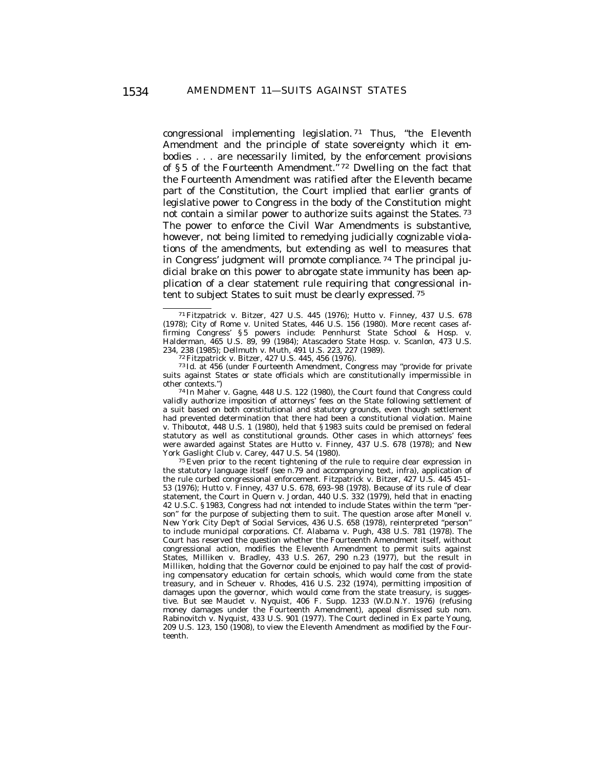congressional implementing legislation.[71] Thus, "the Eleventh Amendment and the principle of state sovereignty which it embodies . . . are necessarily limited, by the enforcement provisions of §5 of the Fourteenth Amendment."[72] Dwelling on the fact that the Fourteenth Amendment was ratified after the Eleventh became part of the Constitution, the Court implied that earlier grants of legislative power to Congress in the body of the Constitution might not contain a similar power to authorize suits against the States.[73] The power to enforce the Civil War Amendments is substantive, however, not being limited to remedying judicially cognizable violations of the amendments, but extending as well to measures that in Congress' judgment will promote compliance.[74] The principal judicial brake on this power to abrogate state immunity has been application of a clear statement rule requiring that congressional intent to subject States to suit must be clearly expressed.[75]

---

[71] Fitzpatrick v. Bitzer, 427 U.S. 445 (1976); Hutto v. Finney, 437 U.S. 678 (1978); City of Rome v. United States, 446 U.S. 156 (1980). More recent cases affirming Congress' §5 powers include: Pennhurst State School & Hosp. v. Halderman, 465 U.S. 89, 99 (1984); Atascadero State Hosp. v. Scanlon, 473 U.S. 234, 238 (1985); Dellmuth v. Muth, 491 U.S. 223, 227 (1989).

[72] Fitzpatrick v. Bitzer, 427 U.S. 445, 456 (1976).

[73] Id. at 456 (under Fourteenth Amendment, Congress may "provide for private suits against States or state officials which are constitutionally impermissible in other contexts.")

[74] In Maher v. Gagne, 448 U.S. 122 (1980), the Court found that Congress could validly authorize imposition of attorneys' fees on the State following settlement of a suit based on both constitutional and statutory grounds, even though settlement had prevented determination that there had been a constitutional violation. Maine v. Thiboutot, 448 U.S. 1 (1980), held that §1983 suits could be premised on federal statutory as well as constitutional grounds. Other cases in which attorneys' fees were awarded against States are Hutto v. Finney, 437 U.S. 678 (1978); and New York Gaslight Club v. Carey, 447 U.S. 54 (1980).

[75] Even prior to the recent tightening of the rule to require clear expression in the statutory language itself (see n.79 and accompanying text, infra), application of the rule curbed congressional enforcement. Fitzpatrick v. Bitzer, 427 U.S. 445 451–53 (1976); Hutto v. Finney, 437 U.S. 678, 693–98 (1978). Because of its rule of clear statement, the Court in Quern v. Jordan, 440 U.S. 332 (1979), held that in enacting 42 U.S.C. §1983, Congress had not intended to include States within the term "person" for the purpose of subjecting them to suit. The question arose after Monell v. New York City Dep't of Social Services, 436 U.S. 658 (1978), reinterpreted "person" to include municipal corporations. Cf. Alabama v. Pugh, 438 U.S. 781 (1978). The Court has reserved the question whether the Fourteenth Amendment itself, without congressional action, modifies the Eleventh Amendment to permit suits against States, Milliken v. Bradley, 433 U.S. 267, 290 n.23 (1977), but the result in *Milliken*, holding that the Governor could be enjoined to pay half the cost of providing compensatory education for certain schools, which would come from the state treasury, and in Scheuer v. Rhodes, 416 U.S. 232 (1974), permitting imposition of damages upon the governor, which would come from the state treasury, is suggestive. But see Mauclet v. Nyquist, 406 F. Supp. 1233 (W.D.N.Y. 1976) (refusing money damages under the Fourteenth Amendment), appeal dismissed sub nom. Rabinovitch v. Nyquist, 433 U.S. 901 (1977). The Court declined in Ex parte Young, 209 U.S. 123, 150 (1908), to view the Eleventh Amendment as modified by the Fourteenth.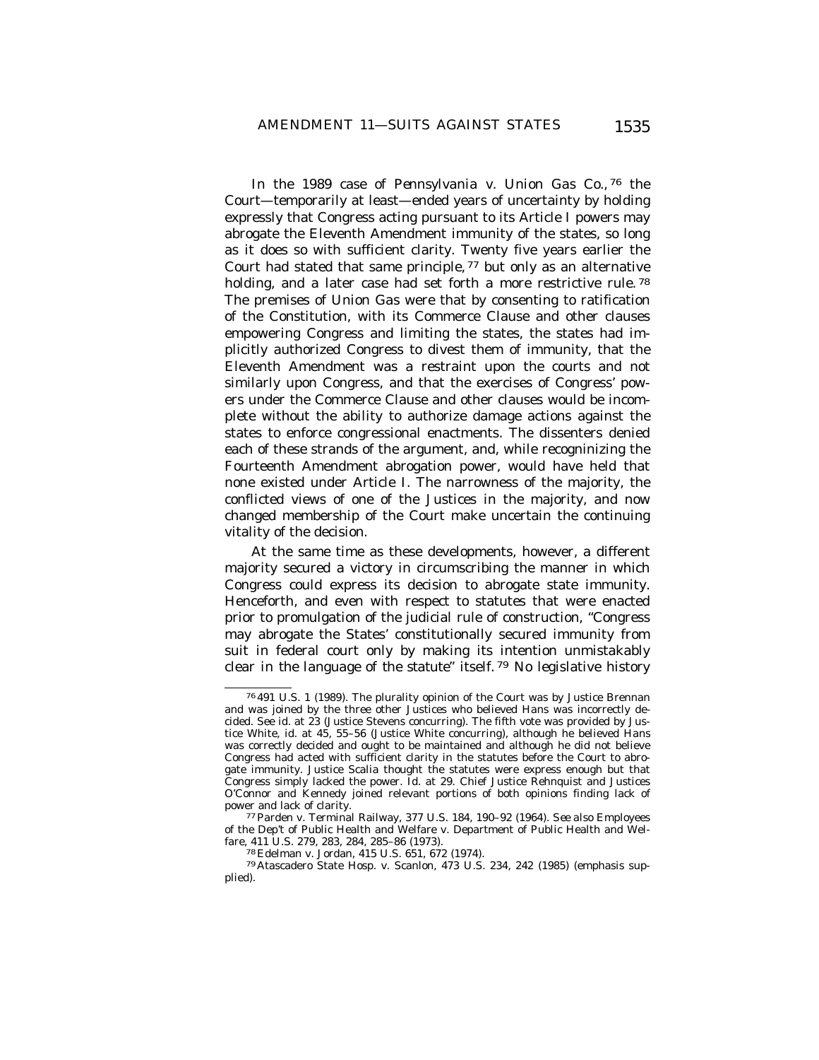In the 1989 case of *Pennsylvania v. Union Gas Co.*,[76] the Court—temporarily at least—ended years of uncertainty by holding expressly that Congress acting pursuant to its Article I powers may abrogate the Eleventh Amendment immunity of the states, so long as it does so with sufficient clarity. Twenty five years earlier the Court had stated that same principle,[77] but only as an alternative holding, and a later case had set forth a more restrictive rule.[78] The premises of *Union Gas* were that by consenting to ratification of the Constitution, with its Commerce Clause and other clauses empowering Congress and limiting the states, the states had implicitly authorized Congress to divest them of immunity, that the Eleventh Amendment was a restraint upon the courts and not similarly upon Congress, and that the exercises of Congress' powers under the Commerce Clause and other clauses would be incomplete without the ability to authorize damage actions against the states to enforce congressional enactments. The dissenters denied each of these strands of the argument, and, while recogninizing the Fourteenth Amendment abrogation power, would have held that none existed under Article I. The narrowness of the majority, the conflicted views of one of the Justices in the majority, and now changed membership of the Court make uncertain the continuing vitality of the decision.

At the same time as these developments, however, a different majority secured a victory in circumscribing the manner in which Congress could express its decision to abrogate state immunity. Henceforth, and even with respect to statutes that were enacted prior to promulgation of the judicial rule of construction, "Congress may abrogate the States' constitutionally secured immunity from suit in federal court only by making its intention unmistakably clear in the language of the statute" itself.[79] No legislative history

---

[76] 491 U.S. 1 (1989). The plurality opinion of the Court was by Justice Brennan and was joined by the three other Justices who believed *Hans* was incorrectly decided. *See id.* at 23 (Justice Stevens concurring). The fifth vote was provided by Justice White, *id.* at 45, 55–56 (Justice White concurring), although he believed *Hans* was correctly decided and ought to be maintained and although he did not believe Congress had acted with sufficient clarity in the statutes before the Court to abrogate immunity. Justice Scalia thought the statutes were express enough but that Congress simply lacked the power. *Id.* at 29. Chief Justice Rehnquist and Justices O'Connor and Kennedy joined relevant portions of both opinions finding lack of power and lack of clarity.

[77] Parden v. Terminal Railway, 377 U.S. 184, 190–92 (1964). *See also* Employees of the Dep't of Public Health and Welfare v. Department of Public Health and Welfare, 411 U.S. 279, 283, 284, 285–86 (1973).

[78] Edelman v. Jordan, 415 U.S. 651, 672 (1974).

[79] Atascadero State Hosp. v. Scanlon, 473 U.S. 234, 242 (1985) (emphasis supplied).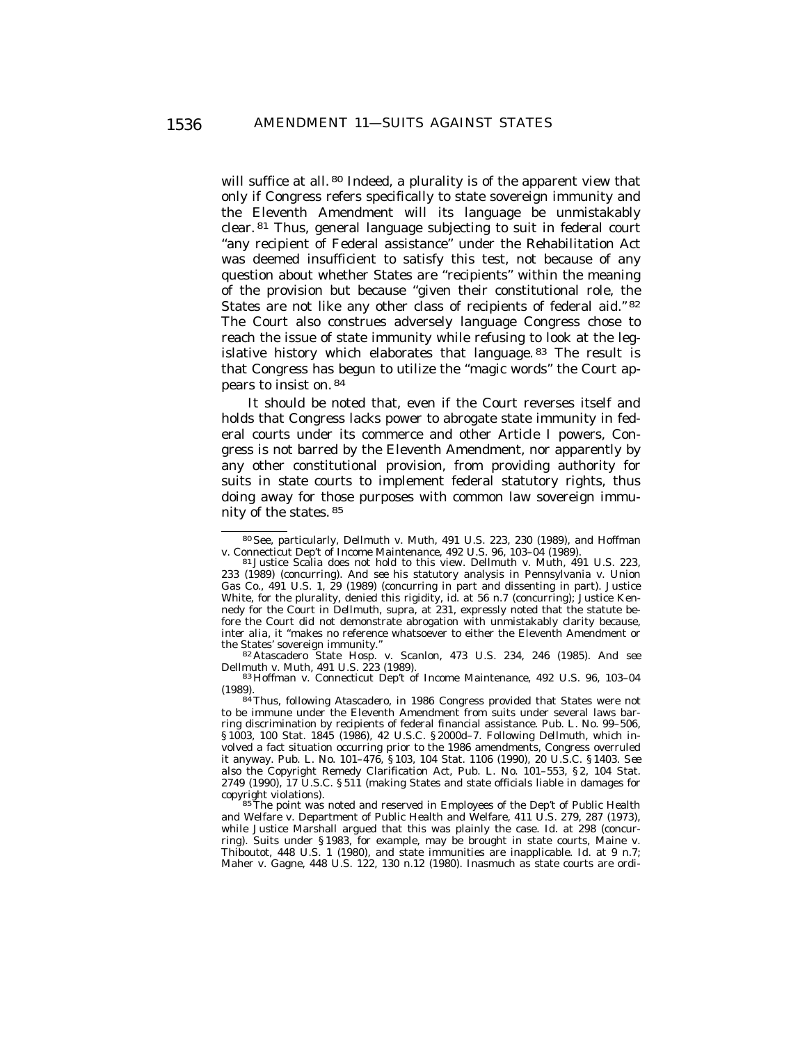will suffice at all.[80] Indeed, a plurality is of the apparent view that only if Congress refers specifically to state sovereign immunity and the Eleventh Amendment will its language be unmistakably clear.[81] Thus, general language subjecting to suit in federal court "any recipient of Federal assistance" under the Rehabilitation Act was deemed insufficient to satisfy this test, not because of any question about whether States are "recipients" within the meaning of the provision but because "given their constitutional role, the States are not like any other class of recipients of federal aid."[82] The Court also construes adversely language Congress chose to reach the issue of state immunity while refusing to look at the legislative history which elaborates that language.[83] The result is that Congress has begun to utilize the "magic words" the Court appears to insist on.[84]

It should be noted that, even if the Court reverses itself and holds that Congress lacks power to abrogate state immunity in federal courts under its commerce and other Article I powers, Congress is not barred by the Eleventh Amendment, nor apparently by any other constitutional provision, from providing authority for suits in state courts to implement federal statutory rights, thus doing away for those purposes with common law sovereign immunity of the states.[85]

---

[80] *See*, particularly, Dellmuth v. Muth, 491 U.S. 223, 230 (1989), and Hoffman v. Connecticut Dep't of Income Maintenance, 492 U.S. 96, 103–04 (1989).

[81] Justice Scalia does not hold to this view. Dellmuth v. Muth, 491 U.S. 223, 233 (1989) (concurring). And see his statutory analysis in Pennsylvania v. Union Gas Co., 491 U.S. 1, 29 (1989) (concurring in part and dissenting in part). Justice White, for the plurality, denied this rigidity, id. at 56 n.7 (concurring); Justice Kennedy for the Court in *Dellmuth*, supra, at 231, expressly noted that the statute before the Court did not demonstrate abrogation with unmistakably clarity because, *inter alia*, it "makes no reference whatsoever to either the Eleventh Amendment or the States' sovereign immunity."

[82] Atascadero State Hosp. v. Scanlon, 473 U.S. 234, 246 (1985). And see Dellmuth v. Muth, 491 U.S. 223 (1989).

[83] Hoffman v. Connecticut Dep't of Income Maintenance, 492 U.S. 96, 103–04 (1989).

[84] Thus, following *Atascadero*, in 1986 Congress provided that States were not to be immune under the Eleventh Amendment from suits under several laws barring discrimination by recipients of federal financial assistance. Pub. L. No. 99–506, § 1003, 100 Stat. 1845 (1986), 42 U.S.C. § 2000d–7. Following *Dellmuth*, which involved a fact situation occurring prior to the 1986 amendments, Congress overruled it anyway. Pub. L. No. 101–476, § 103, 104 Stat. 1106 (1990), 20 U.S.C. § 1403. *See also* the Copyright Remedy Clarification Act, Pub. L. No. 101–553, § 2, 104 Stat. 2749 (1990), 17 U.S.C. § 511 (making States and state officials liable in damages for copyright violations).

[85] The point was noted and reserved in Employees of the Dep't of Public Health and Welfare v. Department of Public Health and Welfare, 411 U.S. 279, 287 (1973), while Justice Marshall argued that this was plainly the case. Id. at 298 (concurring). Suits under § 1983, for example, may be brought in state courts, Maine v. Thiboutot, 448 U.S. 1 (1980), and state immunities are inapplicable. Id. at 9 n.7; Maher v. Gagne, 448 U.S. 122, 130 n.12 (1980). Inasmuch as state courts are ordi-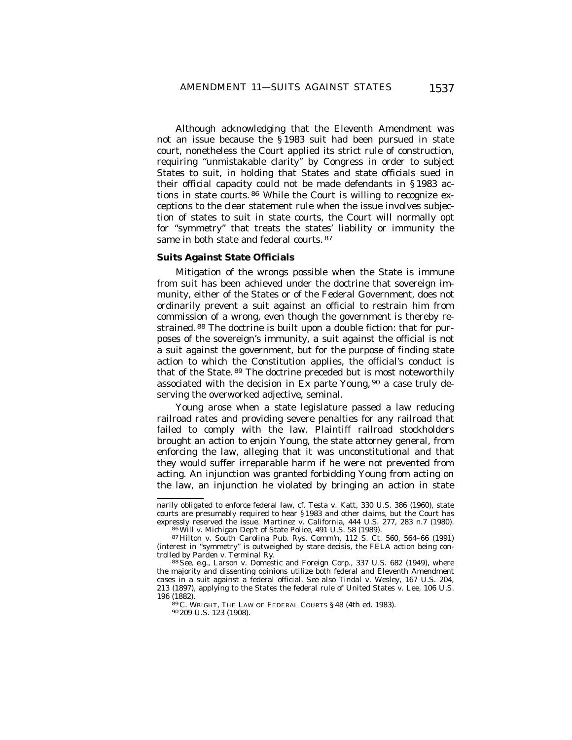Although acknowledging that the Eleventh Amendment was not an issue because the §1983 suit had been pursued in state court, nonetheless the Court applied its strict rule of construction, requiring "unmistakable clarity" by Congress in order to subject States to suit, in holding that States and state officials sued in their official capacity could not be made defendants in §1983 actions in state courts.[86] While the Court is willing to recognize exceptions to the clear statement rule when the issue involves subjection of states to suit in state courts, the Court will normally opt for "symmetry" that treats the states' liability or immunity the same in both state and federal courts.[87]

### Suits Against State Officials

Mitigation of the wrongs possible when the State is immune from suit has been achieved under the doctrine that sovereign immunity, either of the States or of the Federal Government, does not ordinarily prevent a suit against an official to restrain him from commission of a wrong, even though the government is thereby restrained.[88] The doctrine is built upon a double fiction: that for purposes of the sovereign's immunity, a suit against the official is not a suit against the government, but for the purpose of finding state action to which the Constitution applies, the official's conduct is that of the State.[89] The doctrine preceded but is most noteworthily associated with the decision in *Ex parte Young*,[90] a case truly deserving the overworked adjective, seminal.

*Young* arose when a state legislature passed a law reducing railroad rates and providing severe penalties for any railroad that failed to comply with the law. Plaintiff railroad stockholders brought an action to enjoin Young, the state attorney general, from enforcing the law, alleging that it was unconstitutional and that they would suffer irreparable harm if he were not prevented from acting. An injunction was granted forbidding Young from acting on the law, an injunction he violated by bringing an action in state

---

narily obligated to enforce federal law, cf. Testa v. Katt, 330 U.S. 386 (1960), state courts are presumably required to hear §1983 and other claims, but the Court has expressly reserved the issue. Martinez v. California, 444 U.S. 277, 283 n.7 (1980).

[86] Will v. Michigan Dep't of State Police, 491 U.S. 58 (1989).

[87] Hilton v. South Carolina Pub. Rys. Comm'n, 112 S. Ct. 560, 564–66 (1991) (interest in "symmetry" is outweighed by stare decisis, the FELA action being controlled by *Parden v. Terminal Ry.*

[88] *See, e.g.*, Larson v. Domestic and Foreign Corp., 337 U.S. 682 (1949), where the majority and dissenting opinions utilize both federal and Eleventh Amendment cases in a suit against a federal official. *See also* Tindal v. Wesley, 167 U.S. 204, 213 (1897), applying to the States the federal rule of United States v. Lee, 106 U.S. 196 (1882).

[89] C. Wright, The Law of Federal Courts §48 (4th ed. 1983).

[90] 209 U.S. 123 (1908).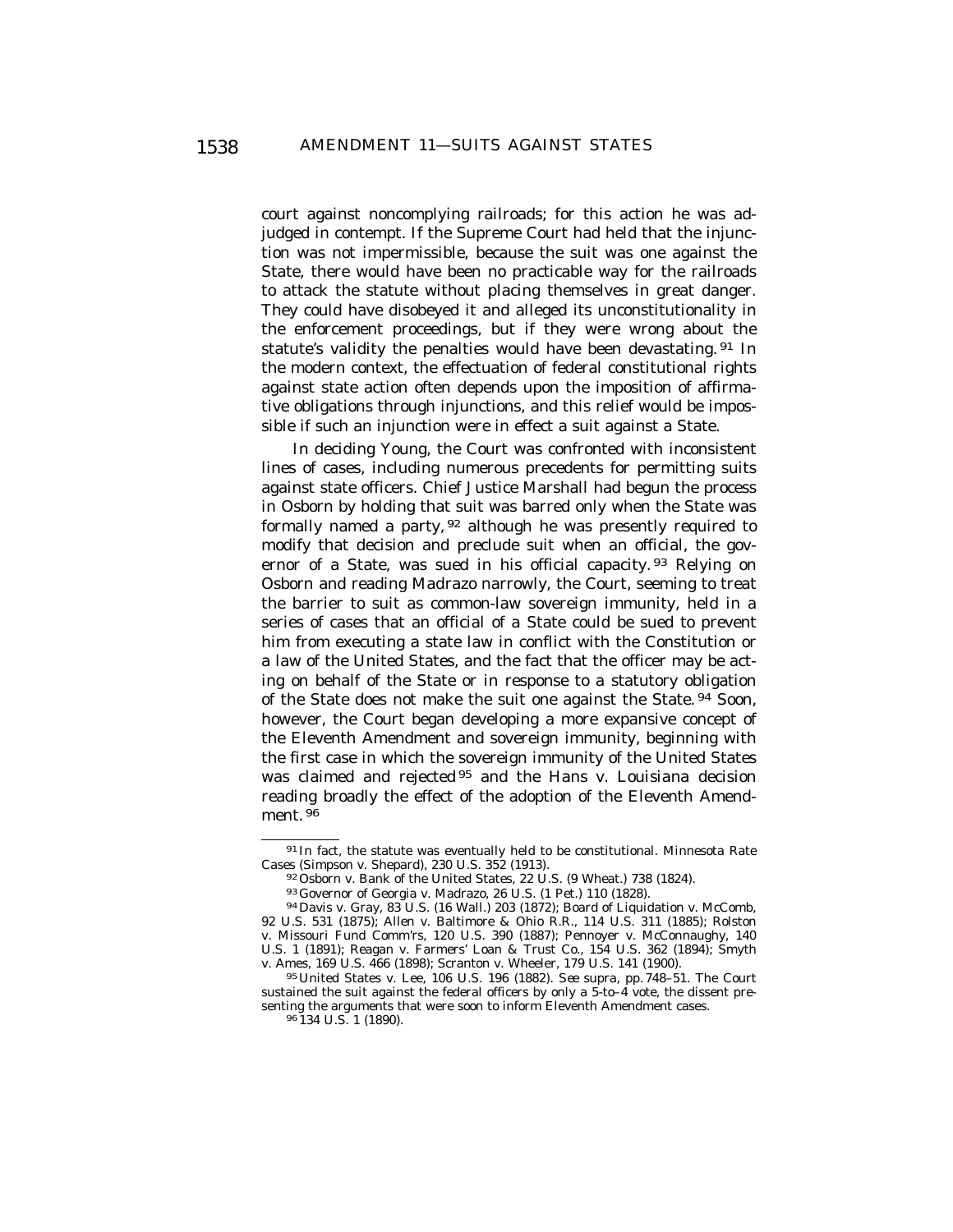court against noncomplying railroads; for this action he was adjudged in contempt. If the Supreme Court had held that the injunction was not impermissible, because the suit was one against the State, there would have been no practicable way for the railroads to attack the statute without placing themselves in great danger. They could have disobeyed it and alleged its unconstitutionality in the enforcement proceedings, but if they were wrong about the statute's validity the penalties would have been devastating.[91] In the modern context, the effectuation of federal constitutional rights against state action often depends upon the imposition of affirmative obligations through injunctions, and this relief would be impossible if such an injunction were in effect a suit against a State.

In deciding Young, the Court was confronted with inconsistent lines of cases, including numerous precedents for permitting suits against state officers. Chief Justice Marshall had begun the process in Osborn by holding that suit was barred only when the State was formally named a party,[92] although he was presently required to modify that decision and preclude suit when an official, the governor of a State, was sued in his official capacity.[93] Relying on Osborn and reading Madrazo narrowly, the Court, seeming to treat the barrier to suit as common-law sovereign immunity, held in a series of cases that an official of a State could be sued to prevent him from executing a state law in conflict with the Constitution or a law of the United States, and the fact that the officer may be acting on behalf of the State or in response to a statutory obligation of the State does not make the suit one against the State.[94] Soon, however, the Court began developing a more expansive concept of the Eleventh Amendment and sovereign immunity, beginning with the first case in which the sovereign immunity of the United States was claimed and rejected[95] and the Hans v. Louisiana decision reading broadly the effect of the adoption of the Eleventh Amendment.[96]

---

[91] In fact, the statute was eventually held to be constitutional. Minnesota Rate Cases (Simpson v. Shepard), 230 U.S. 352 (1913).

[92] Osborn v. Bank of the United States, 22 U.S. (9 Wheat.) 738 (1824).

[93] Governor of Georgia v. Madrazo, 26 U.S. (1 Pet.) 110 (1828).

[94] Davis v. Gray, 83 U.S. (16 Wall.) 203 (1872); Board of Liquidation v. McComb, 92 U.S. 531 (1875); Allen v. Baltimore & Ohio R.R., 114 U.S. 311 (1885); Rolston v. Missouri Fund Comm'rs, 120 U.S. 390 (1887); Pennoyer v. McConnaughy, 140 U.S. 1 (1891); Reagan v. Farmers' Loan & Trust Co., 154 U.S. 362 (1894); Smyth v. Ames, 169 U.S. 466 (1898); Scranton v. Wheeler, 179 U.S. 141 (1900).

[95] United States v. Lee, 106 U.S. 196 (1882). *See supra*, pp. 748–51. The Court sustained the suit against the federal officers by only a 5-to-4 vote, the dissent presenting the arguments that were soon to inform Eleventh Amendment cases.

[96] 134 U.S. 1 (1890).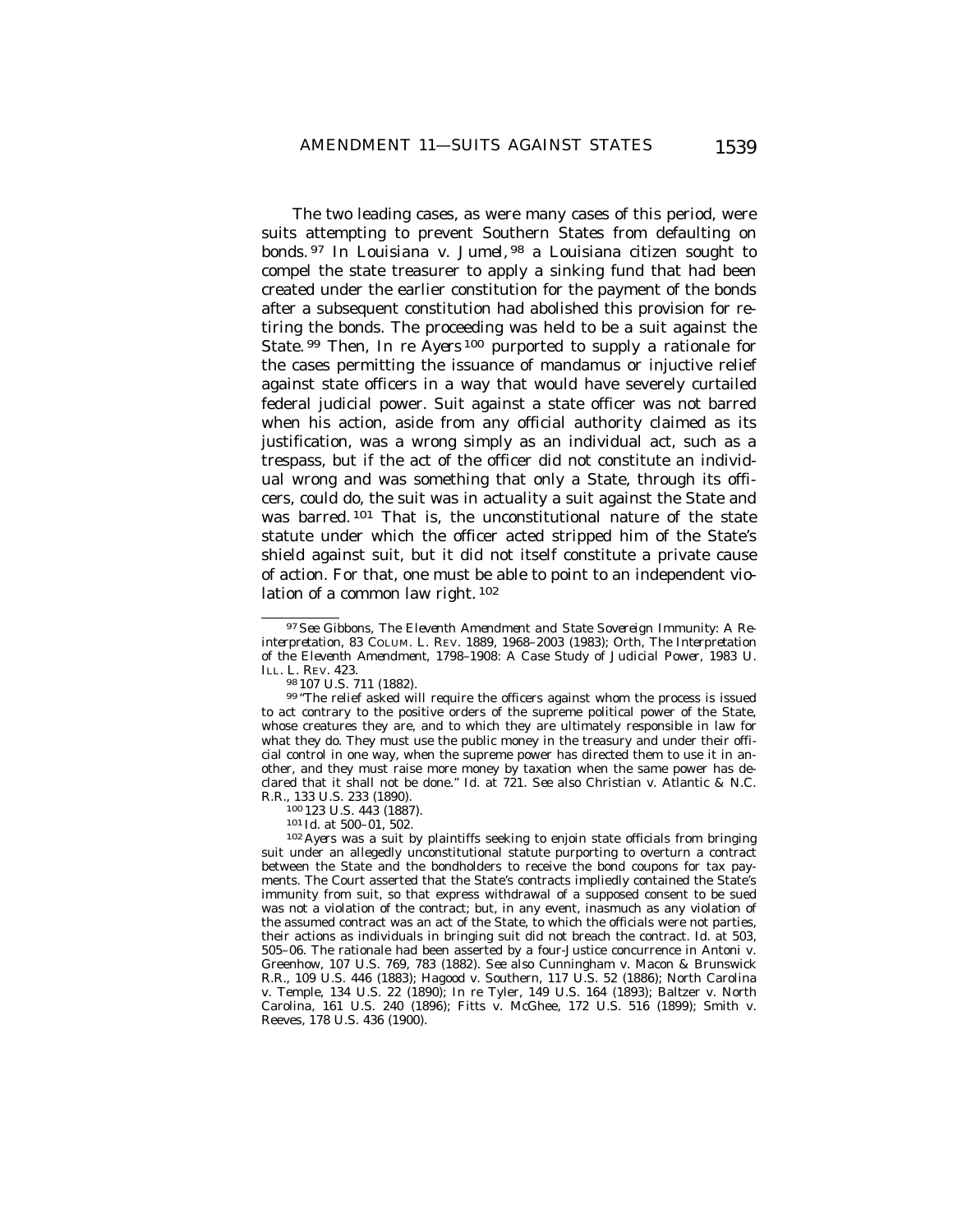The two leading cases, as were many cases of this period, were suits attempting to prevent Southern States from defaulting on bonds.[97] In *Louisiana v. Jumel*,[98] a Louisiana citizen sought to compel the state treasurer to apply a sinking fund that had been created under the earlier constitution for the payment of the bonds after a subsequent constitution had abolished this provision for retiring the bonds. The proceeding was held to be a suit against the State.[99] Then, *In re Ayers*[100] purported to supply a rationale for the cases permitting the issuance of mandamus or injuctive relief against state officers in a way that would have severely curtailed federal judicial power. Suit against a state officer was not barred when his action, aside from any official authority claimed as its justification, was a wrong simply as an individual act, such as a trespass, but if the act of the officer did not constitute an individual wrong and was something that only a State, through its officers, could do, the suit was in actuality a suit against the State and was barred.[101] That is, the unconstitutional nature of the state statute under which the officer acted stripped him of the State's shield against suit, but it did not itself constitute a private cause of action. For that, one must be able to point to an independent violation of a common law right.[102]

---

[97] *See* Gibbons, *The Eleventh Amendment and State Sovereign Immunity: A Reinterpretation*, 83 COLUM. L. REV. 1889, 1968–2003 (1983); Orth, *The Interpretation of the Eleventh Amendment, 1798–1908: A Case Study of Judicial Power*, 1983 U. ILL. L. REV. 423.

[98] 107 U.S. 711 (1882).

[99] "The relief asked will require the officers against whom the process is issued to act contrary to the positive orders of the supreme political power of the State, whose creatures they are, and to which they are ultimately responsible in law for what they do. They must use the public money in the treasury and under their official control in one way, when the supreme power has directed them to use it in another, and they must raise more money by taxation when the same power has declared that it shall not be done." Id. at 721. *See also* Christian v. Atlantic & N.C. R.R., 133 U.S. 233 (1890).

[100] 123 U.S. 443 (1887).

[101] Id. at 500–01, 502.

[102] *Ayers* was a suit by plaintiffs seeking to enjoin state officials from bringing suit under an allegedly unconstitutional statute purporting to overturn a contract between the State and the bondholders to receive the bond coupons for tax payments. The Court asserted that the State's contracts impliedly contained the State's immunity from suit, so that express withdrawal of a supposed consent to be sued was not a violation of the contract; but, in any event, inasmuch as any violation of the assumed contract was an act of the State, to which the officials were not parties, their actions as individuals in bringing suit did not breach the contract. Id. at 503, 505–06. The rationale had been asserted by a four-Justice concurrence in Antoni v. Greenhow, 107 U.S. 769, 783 (1882). *See also* Cunningham v. Macon & Brunswick R.R., 109 U.S. 446 (1883); Hagood v. Southern, 117 U.S. 52 (1886); North Carolina v. Temple, 134 U.S. 22 (1890); In re Tyler, 149 U.S. 164 (1893); Baltzer v. North Carolina, 161 U.S. 240 (1896); Fitts v. McGhee, 172 U.S. 516 (1899); Smith v. Reeves, 178 U.S. 436 (1900).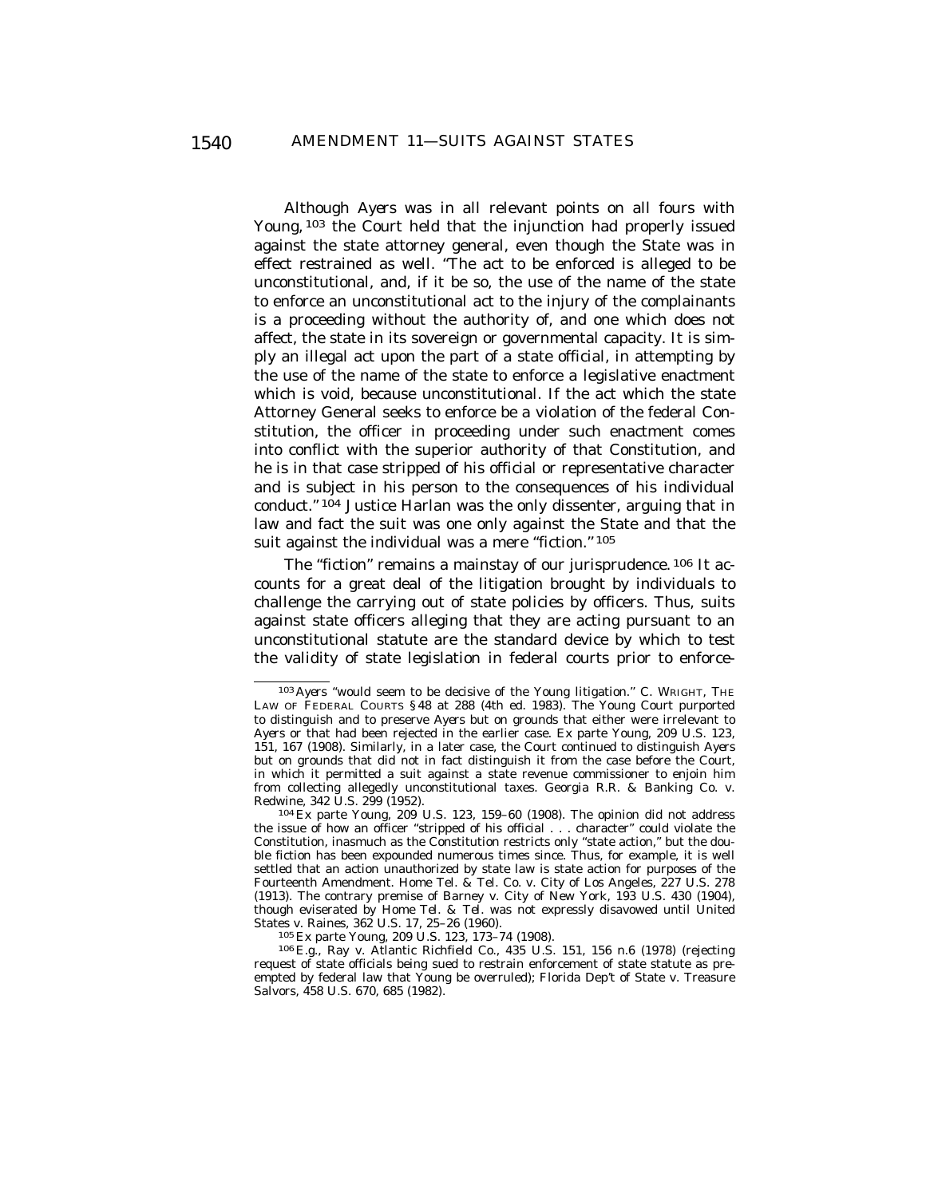Although *Ayers* was in all relevant points on all fours with *Young,*[103] the Court held that the injunction had properly issued against the state attorney general, even though the State was in effect restrained as well. "The act to be enforced is alleged to be unconstitutional, and, if it be so, the use of the name of the state to enforce an unconstitutional act to the injury of the complainants is a proceeding without the authority of, and one which does not affect, the state in its sovereign or governmental capacity. It is simply an illegal act upon the part of a state official, in attempting by the use of the name of the state to enforce a legislative enactment which is void, because unconstitutional. If the act which the state Attorney General seeks to enforce be a violation of the federal Constitution, the officer in proceeding under such enactment comes into conflict with the superior authority of that Constitution, and he is in that case stripped of his official or representative character and is subject in his person to the consequences of his individual conduct."[104] Justice Harlan was the only dissenter, arguing that in law and fact the suit was one only against the State and that the suit against the individual was a mere "fiction."[105]

The "fiction" remains a mainstay of our jurisprudence.[106] It accounts for a great deal of the litigation brought by individuals to challenge the carrying out of state policies by officers. Thus, suits against state officers alleging that they are acting pursuant to an unconstitutional statute are the standard device by which to test the validity of state legislation in federal courts prior to enforce-

---

[103] *Ayers* "would seem to be decisive of the *Young* litigation." C. WRIGHT, THE LAW OF FEDERAL COURTS § 48 at 288 (4th ed. 1983). The *Young* Court purported to distinguish and to preserve *Ayers* but on grounds that either were irrelevant to *Ayers* or that had been rejected in the earlier case. Ex parte Young, 209 U.S. 123, 151, 167 (1908). Similarly, in a later case, the Court continued to distinguish *Ayers* but on grounds that did not in fact distinguish it from the case before the Court, in which it permitted a suit against a state revenue commissioner to enjoin him from collecting allegedly unconstitutional taxes. Georgia R.R. & Banking Co. v. Redwine, 342 U.S. 299 (1952).

[104] Ex parte Young, 209 U.S. 123, 159–60 (1908). The opinion did not address the issue of how an officer "stripped of his official . . . character" could violate the Constitution, inasmuch as the Constitution restricts only "state action," but the double fiction has been expounded numerous times since. Thus, for example, it is well settled that an action unauthorized by state law is state action for purposes of the Fourteenth Amendment. Home Tel. & Tel. Co. v. City of Los Angeles, 227 U.S. 278 (1913). The contrary premise of Barney v. City of New York, 193 U.S. 430 (1904), though eviserated by *Home Tel. & Tel.* was not expressly disavowed until United States v. Raines, 362 U.S. 17, 25–26 (1960).

[105] Ex parte Young, 209 U.S. 123, 173–74 (1908).

[106] *E.g.,* Ray v. Atlantic Richfield Co., 435 U.S. 151, 156 n.6 (1978) (rejecting request of state officials being sued to restrain enforcement of state statute as preempted by federal law that *Young* be overruled); Florida Dep't of State v. Treasure Salvors, 458 U.S. 670, 685 (1982).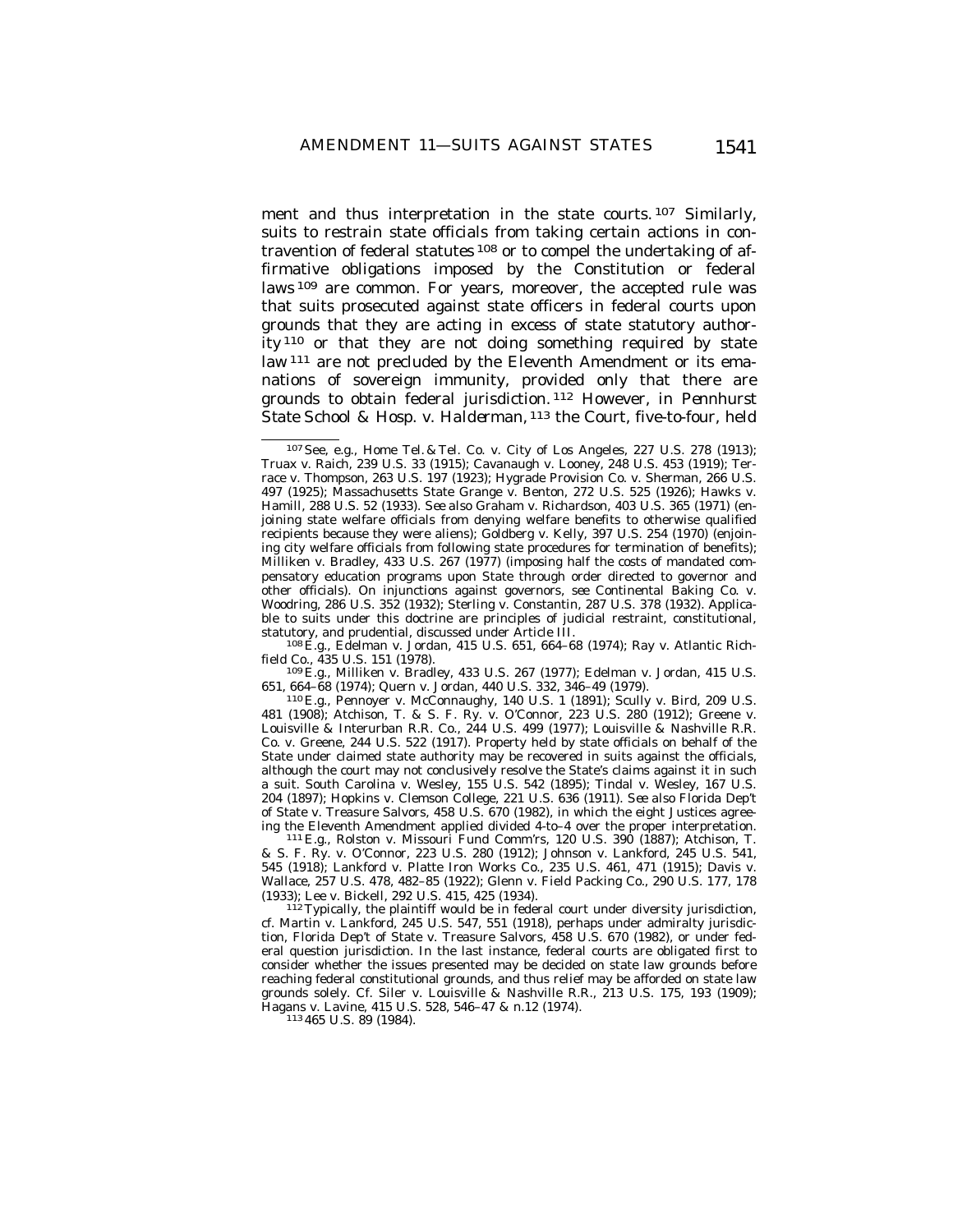ment and thus interpretation in the state courts.[107] Similarly, suits to restrain state officials from taking certain actions in contravention of federal statutes[108] or to compel the undertaking of affirmative obligations imposed by the Constitution or federal laws[109] are common. For years, moreover, the accepted rule was that suits prosecuted against state officers in federal courts upon grounds that they are acting in excess of state statutory authority[110] or that they are not doing something required by state law[111] are not precluded by the Eleventh Amendment or its emanations of sovereign immunity, provided only that there are grounds to obtain federal jurisdiction.[112] However, in *Pennhurst State School & Hosp. v. Halderman*,[113] the Court, five-to-four, held

---

[107] *See, e.g.*, Home Tel. & Tel. Co. v. City of Los Angeles, 227 U.S. 278 (1913); Truax v. Raich, 239 U.S. 33 (1915); Cavanaugh v. Looney, 248 U.S. 453 (1919); Terrace v. Thompson, 263 U.S. 197 (1923); Hygrade Provision Co. v. Sherman, 266 U.S. 497 (1925); Massachusetts State Grange v. Benton, 272 U.S. 525 (1926); Hawks v. Hamill, 288 U.S. 52 (1933). *See also* Graham v. Richardson, 403 U.S. 365 (1971) (enjoining state welfare officials from denying welfare benefits to otherwise qualified recipients because they were aliens); Goldberg v. Kelly, 397 U.S. 254 (1970) (enjoining city welfare officials from following state procedures for termination of benefits); Milliken v. Bradley, 433 U.S. 267 (1977) (imposing half the costs of mandated compensatory education programs upon State through order directed to governor and other officials). On injunctions against governors, see Continental Baking Co. v. Woodring, 286 U.S. 352 (1932); Sterling v. Constantin, 287 U.S. 378 (1932). Applicable to suits under this doctrine are principles of judicial restraint, constitutional, statutory, and prudential, discussed under Article III.

[108] *E.g.*, Edelman v. Jordan, 415 U.S. 651, 664–68 (1974); Ray v. Atlantic Richfield Co., 435 U.S. 151 (1978).

[109] *E.g.*, Milliken v. Bradley, 433 U.S. 267 (1977); Edelman v. Jordan, 415 U.S. 651, 664–68 (1974); Quern v. Jordan, 440 U.S. 332, 346–49 (1979).

[110] *E.g.*, Pennoyer v. McConnaughy, 140 U.S. 1 (1891); Scully v. Bird, 209 U.S. 481 (1908); Atchison, T. & S. F. Ry. v. O'Connor, 223 U.S. 280 (1912); Greene v. Louisville & Interurban R.R. Co., 244 U.S. 499 (1977); Louisville & Nashville R.R. Co. v. Greene, 244 U.S. 522 (1917). Property held by state officials on behalf of the State under claimed state authority may be recovered in suits against the officials, although the court may not conclusively resolve the State's claims against it in such a suit. South Carolina v. Wesley, 155 U.S. 542 (1895); Tindal v. Wesley, 167 U.S. 204 (1897); Hopkins v. Clemson College, 221 U.S. 636 (1911). *See also* Florida Dep't of State v. Treasure Salvors, 458 U.S. 670 (1982), in which the eight Justices agreeing the Eleventh Amendment applied divided 4-to-4 over the proper interpretation.

[111] *E.g.*, Rolston v. Missouri Fund Comm'rs, 120 U.S. 390 (1887); Atchison, T. & S. F. Ry. v. O'Connor, 223 U.S. 280 (1912); Johnson v. Lankford, 245 U.S. 541, 545 (1918); Lankford v. Platte Iron Works Co., 235 U.S. 461, 471 (1915); Davis v. Wallace, 257 U.S. 478, 482–85 (1922); Glenn v. Field Packing Co., 290 U.S. 177, 178 (1933); Lee v. Bickell, 292 U.S. 415, 425 (1934).

[112] Typically, the plaintiff would be in federal court under diversity jurisdiction, *cf.* Martin v. Lankford, 245 U.S. 547, 551 (1918), perhaps under admiralty jurisdiction, Florida Dep't of State v. Treasure Salvors, 458 U.S. 670 (1982), or under federal question jurisdiction. In the last instance, federal courts are obligated first to consider whether the issues presented may be decided on state law grounds before reaching federal constitutional grounds, and thus relief may be afforded on state law grounds solely. *Cf.* Siler v. Louisville & Nashville R.R., 213 U.S. 175, 193 (1909); Hagans v. Lavine, 415 U.S. 528, 546–47 & n.12 (1974).

[113] 465 U.S. 89 (1984).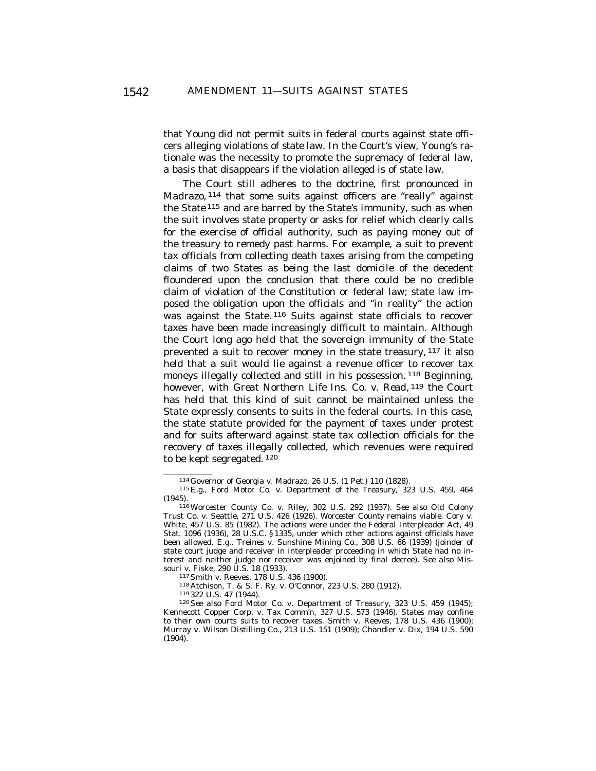that Young did not permit suits in federal courts against state officers alleging violations of state law. In the Court's view, Young's rationale was the necessity to promote the supremacy of federal law, a basis that disappears if the violation alleged is of state law.

The Court still adheres to the doctrine, first pronounced in *Madrazo*,[114] that some suits against officers are "really" against the State[115] and are barred by the State's immunity, such as when the suit involves state property or asks for relief which clearly calls for the exercise of official authority, such as paying money out of the treasury to remedy past harms. For example, a suit to prevent tax officials from collecting death taxes arising from the competing claims of two States as being the last domicile of the decedent floundered upon the conclusion that there could be no credible claim of violation of the Constitution or federal law; state law imposed the obligation upon the officials and "in reality" the action was against the State.[116] Suits against state officials to recover taxes have been made increasingly difficult to maintain. Although the Court long ago held that the sovereign immunity of the State prevented a suit to recover money in the state treasury,[117] it also held that a suit would lie against a revenue officer to recover tax moneys illegally collected and still in his possession.[118] Beginning, however, with *Great Northern Life Ins. Co. v. Read*,[119] the Court has held that this kind of suit cannot be maintained unless the State expressly consents to suits in the federal courts. In this case, the state statute provided for the payment of taxes under protest and for suits afterward against state tax collection officials for the recovery of taxes illegally collected, which revenues were required to be kept segregated.[120]

---

[114] Governor of Georgia v. Madrazo, 26 U.S. (1 Pet.) 110 (1828).

[115] *E.g.*, Ford Motor Co. v. Department of the Treasury, 323 U.S. 459, 464 (1945).

[116] Worcester County Co. v. Riley, 302 U.S. 292 (1937). *See also* Old Colony Trust Co. v. Seattle, 271 U.S. 426 (1926). *Worcester County* remains viable. Cory v. White, 457 U.S. 85 (1982). The actions were under the Federal Interpleader Act, 49 Stat. 1096 (1936), 28 U.S.C. § 1335, under which other actions against officials have been allowed. *E.g.*, Treines v. Sunshine Mining Co., 308 U.S. 66 (1939) (joinder of state court judge and receiver in interpleader proceeding in which State had no interest and neither judge nor receiver was enjoined by final decree). *See also* Missouri v. Fiske, 290 U.S. 18 (1933).

[117] Smith v. Reeves, 178 U.S. 436 (1900).

[118] Atchison, T. & S. F. Ry. v. O'Connor, 223 U.S. 280 (1912).

[119] 322 U.S. 47 (1944).

[120] *See also* Ford Motor Co. v. Department of Treasury, 323 U.S. 459 (1945); Kennecott Copper Corp. v. Tax Comm'n, 327 U.S. 573 (1946). States may confine to their own courts suits to recover taxes. Smith v. Reeves, 178 U.S. 436 (1900); Murray v. Wilson Distilling Co., 213 U.S. 151 (1909); Chandler v. Dix, 194 U.S. 590 (1904).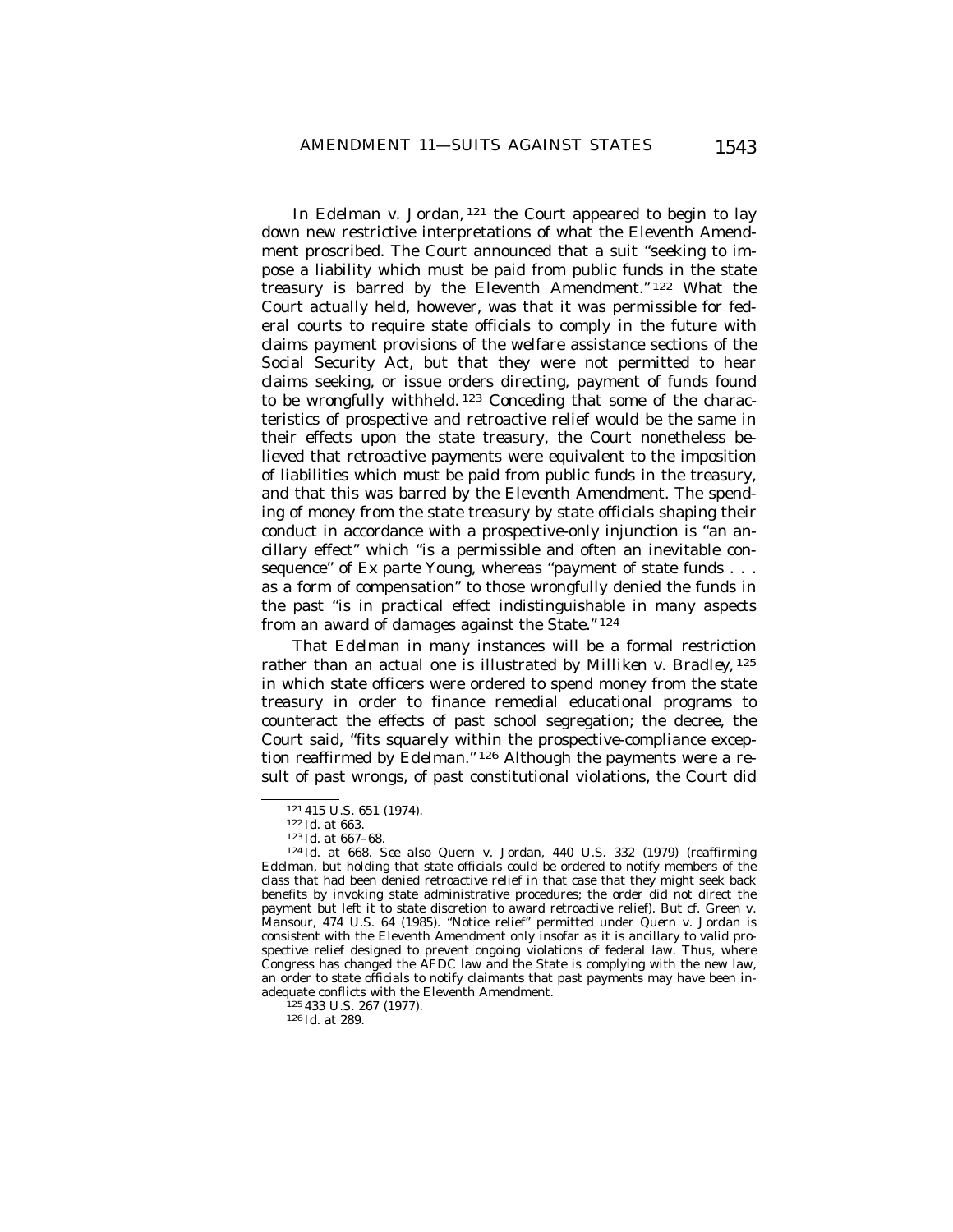In *Edelman v. Jordan*,[121] the Court appeared to begin to lay down new restrictive interpretations of what the Eleventh Amendment proscribed. The Court announced that a suit "seeking to impose a liability which must be paid from public funds in the state treasury is barred by the Eleventh Amendment."[122] What the Court actually held, however, was that it was permissible for federal courts to require state officials to comply in the future with claims payment provisions of the welfare assistance sections of the Social Security Act, but that they were not permitted to hear claims seeking, or issue orders directing, payment of funds found to be wrongfully withheld.[123] Conceding that some of the characteristics of prospective and retroactive relief would be the same in their effects upon the state treasury, the Court nonetheless believed that retroactive payments were equivalent to the imposition of liabilities which must be paid from public funds in the treasury, and that this was barred by the Eleventh Amendment. The spending of money from the state treasury by state officials shaping their conduct in accordance with a prospective-only injunction is "an ancillary effect" which "is a permissible and often an inevitable consequence" of *Ex parte Young*, whereas "payment of state funds . . . as a form of compensation" to those wrongfully denied the funds in the past "is in practical effect indistinguishable in many aspects from an award of damages against the State."[124]

That *Edelman* in many instances will be a formal restriction rather than an actual one is illustrated by *Milliken v. Bradley*,[125] in which state officers were ordered to spend money from the state treasury in order to finance remedial educational programs to counteract the effects of past school segregation; the decree, the Court said, "fits squarely within the prospective-compliance exception reaffirmed by *Edelman*."[126] Although the payments were a result of past wrongs, of past constitutional violations, the Court did

---

[121] 415 U.S. 651 (1974).

[122] *Id.* at 663.

[123] *Id.* at 667–68.

[124] *Id.* at 668. *See also* Quern v. Jordan, 440 U.S. 332 (1979) (reaffirming *Edelman*, but holding that state officials could be ordered to notify members of the class that had been denied retroactive relief in that case that they might seek back benefits by invoking state administrative procedures; the order did not direct the payment but left it to state discretion to award retroactive relief). *But cf.* Green v. Mansour, 474 U.S. 64 (1985). "Notice relief" permitted under *Quern v. Jordan* is consistent with the Eleventh Amendment only insofar as it is ancillary to valid prospective relief designed to prevent ongoing violations of federal law. Thus, where Congress has changed the AFDC law and the State is complying with the new law, an order to state officials to notify claimants that past payments may have been inadequate conflicts with the Eleventh Amendment.

[125] 433 U.S. 267 (1977).

[126] *Id.* at 289.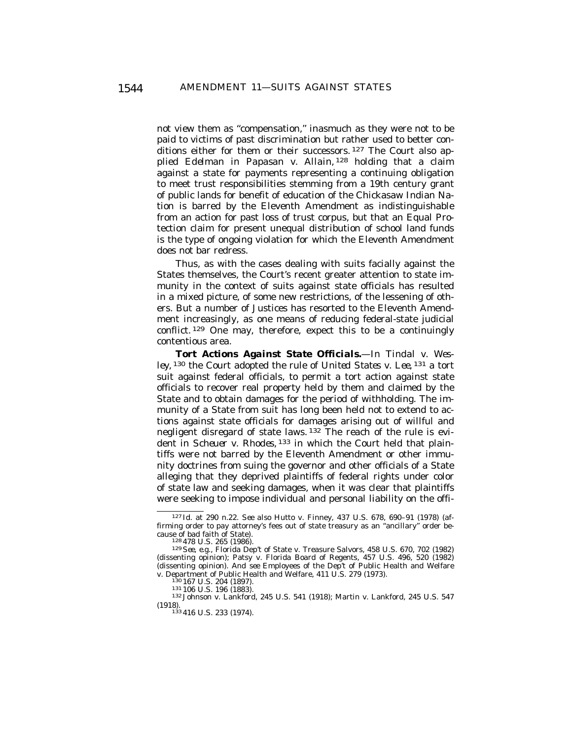not view them as "compensation," inasmuch as they were not to be paid to victims of past discrimination but rather used to better conditions either for them or their successors.[127] The Court also applied *Edelman* in *Papasan v. Allain,*[128] holding that a claim against a state for payments representing a continuing obligation to meet trust responsibilities stemming from a 19th century grant of public lands for benefit of education of the Chickasaw Indian Nation is barred by the Eleventh Amendment as indistinguishable from an action for past loss of trust corpus, but that an Equal Protection claim for present unequal distribution of school land funds is the type of ongoing violation for which the Eleventh Amendment does not bar redress.

Thus, as with the cases dealing with suits facially against the States themselves, the Court's recent greater attention to state immunity in the context of suits against state officials has resulted in a mixed picture, of some new restrictions, of the lessening of others. But a number of Justices has resorted to the Eleventh Amendment increasingly, as one means of reducing federal-state judicial conflict.[129] One may, therefore, expect this to be a continuingly contentious area.

***Tort Actions Against State Officials.***—In *Tindal v. Wesley,*[130] the Court adopted the rule of *United States v. Lee,*[131] a tort suit against federal officials, to permit a tort action against state officials to recover real property held by them and claimed by the State and to obtain damages for the period of withholding. The immunity of a State from suit has long been held not to extend to actions against state officials for damages arising out of willful and negligent disregard of state laws.[132] The reach of the rule is evident in *Scheuer v. Rhodes,*[133] in which the Court held that plaintiffs were not barred by the Eleventh Amendment or other immunity doctrines from suing the governor and other officials of a State alleging that they deprived plaintiffs of federal rights under color of state law and seeking damages, when it was clear that plaintiffs were seeking to impose individual and personal liability on the offi-

---

[127] *Id.* at 290 n.22. *See also* Hutto v. Finney, 437 U.S. 678, 690–91 (1978) (affirming order to pay attorney's fees out of state treasury as an "ancillary" order because of bad faith of State).

[128] 478 U.S. 265 (1986).

[129] *See, e.g.,* Florida Dep't of State v. Treasure Salvors, 458 U.S. 670, 702 (1982) (dissenting opinion); Patsy v. Florida Board of Regents, 457 U.S. 496, 520 (1982) (dissenting opinion). And see Employees of the Dep't of Public Health and Welfare v. Department of Public Health and Welfare, 411 U.S. 279 (1973).

[130] 167 U.S. 204 (1897).

[131] 106 U.S. 196 (1883).

[132] Johnson v. Lankford, 245 U.S. 541 (1918); Martin v. Lankford, 245 U.S. 547 (1918).

[133] 416 U.S. 233 (1974).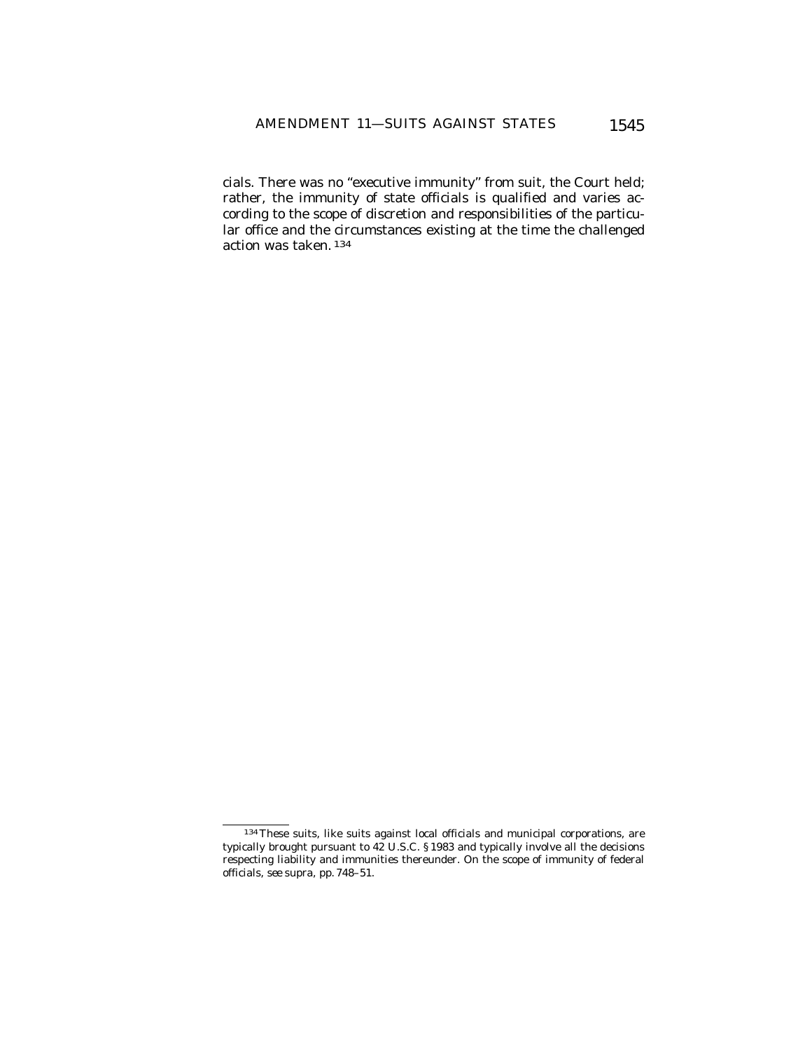cials. There was no "executive immunity" from suit, the Court held; rather, the immunity of state officials is qualified and varies according to the scope of discretion and responsibilities of the particular office and the circumstances existing at the time the challenged action was taken.[134]

---

[134] These suits, like suits against local officials and municipal corporations, are typically brought pursuant to 42 U.S.C. § 1983 and typically involve all the decisions respecting liability and immunities thereunder. On the scope of immunity of federal officials, *see supra*, pp. 748–51.